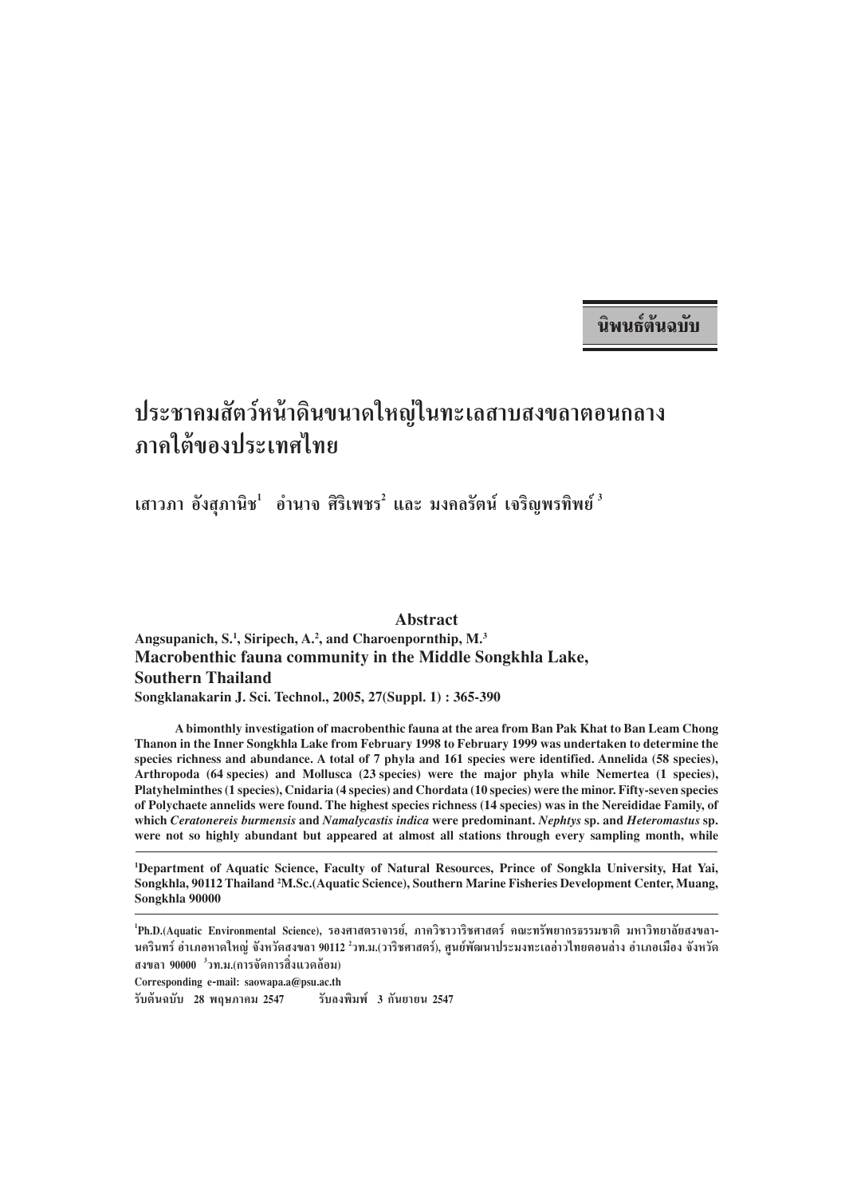**นิพนธ์ต้นฉบับ**

# ประชาคมสัตว์หน้าดินขนาดใหญ่ในทะเลสาบสงขลาตอนกลาง ภาคใต้ของประเทศไทย

เสาวภา อังสุภานิช[1] อำนาจ ศิริเพชร[2] และ มงคลรัตน์ เจริญพรทิพย์[3]

## Abstract

**Angsupanich, S.[1], Siripech, A.[2], and Charoenpornthip, M.[3]**
**Macrobenthic fauna community in the Middle Songkhla Lake, Southern Thailand**
**Songklanakarin J. Sci. Technol., 2005, 27(Suppl. 1) : 365-390**

**A bimonthly investigation of macrobenthic fauna at the area from Ban Pak Khat to Ban Leam Chong Thanon in the Inner Songkhla Lake from February 1998 to February 1999 was undertaken to determine the species richness and abundance. A total of 7 phyla and 161 species were identified. Annelida (58 species), Arthropoda (64 species) and Mollusca (23 species) were the major phyla while Nemertea (1 species), Platyhelminthes (1 species), Cnidaria (4 species) and Chordata (10 species) were the minor. Fifty-seven species of Polychaete annelids were found. The highest species richness (14 species) was in the Nereididae Family, of which *Ceratonereis burmensis* and *Namalycastis indica* were predominant. *Nephtys* sp. and *Heteromastus* sp. were not so highly abundant but appeared at almost all stations through every sampling month, while**

---

[1]Department of Aquatic Science, Faculty of Natural Resources, Prince of Songkla University, Hat Yai, Songkhla, 90112 Thailand [2]M.Sc.(Aquatic Science), Southern Marine Fisheries Development Center, Muang, Songkhla 90000

---

[1]Ph.D.(Aquatic Environmental Science), รองศาสตราจารย์, ภาควิชาวาริชศาสตร์ คณะทรัพยากรธรรมชาติ มหาวิทยาลัยสงขลานครินทร์ อำเภอหาดใหญ่ จังหวัดสงขลา 90112 [2]วท.ม.(วาริชศาสตร์), ศูนย์พัฒนาประมงทะเลอ่าวไทยตอนล่าง อำเภอเมือง จังหวัดสงขลา 90000 [3]วท.ม.(การจัดการสิ่งแวดล้อม)

Corresponding e-mail: saowapa.a@psu.ac.th

รับต้นฉบับ 28 พฤษภาคม 2547 รับลงพิมพ์ 3 กันยายน 2547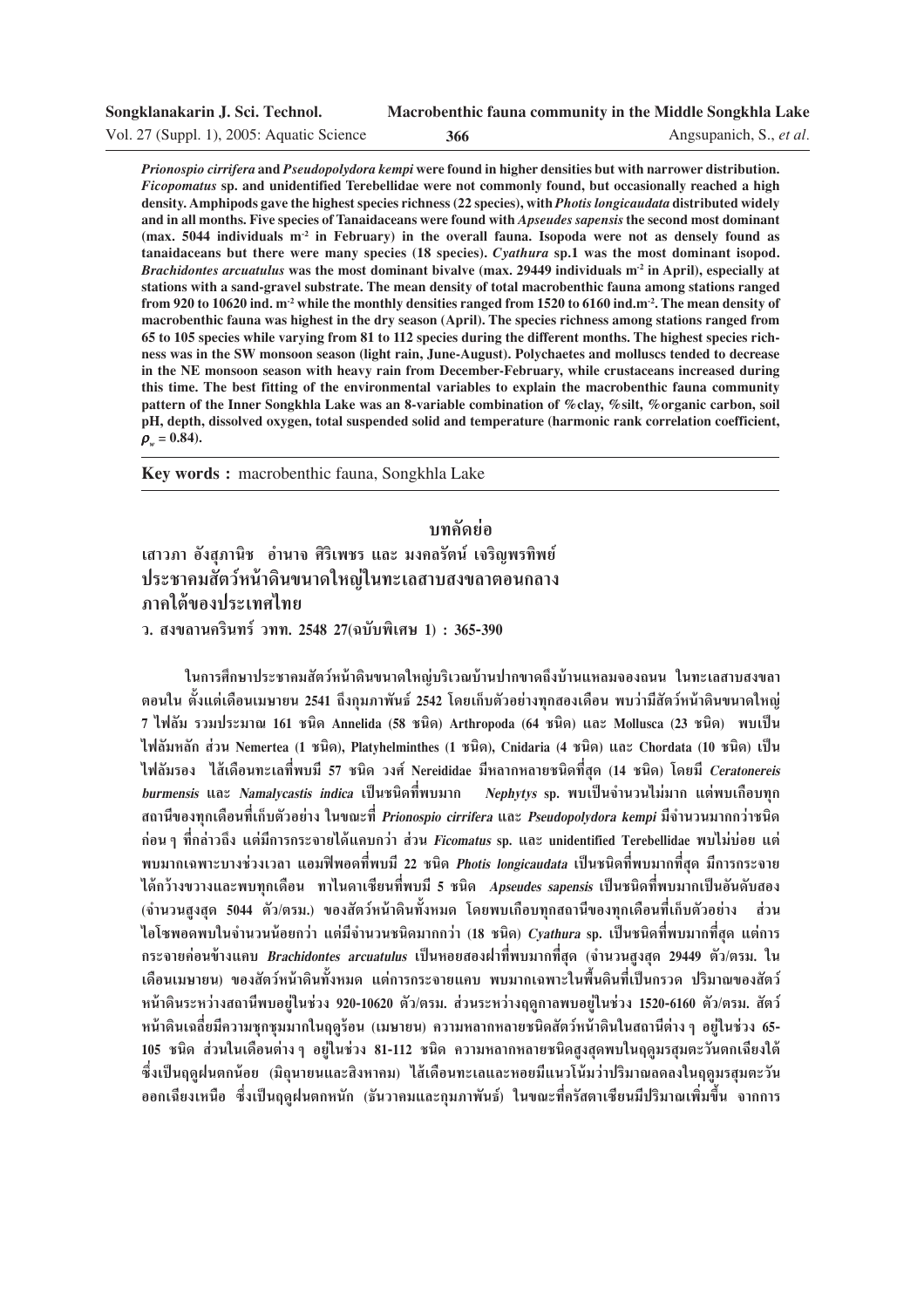***Prionospio cirrifera* and *Pseudopolydora kempi* were found in higher densities but with narrower distribution. *Ficopomatus* sp. and unidentified Terebellidae were not commonly found, but occasionally reached a high density. Amphipods gave the highest species richness (22 species), with *Photis longicaudata* distributed widely and in all months. Five species of Tanaidaceans were found with *Apseudes sapensis* the second most dominant (max. 5044 individuals m$^{-2}$ in February) in the overall fauna. Isopoda were not as densely found as tanaidaceans but there were many species (18 species). *Cyathura* sp.1 was the most dominant isopod. *Brachidontes arcuatulus* was the most dominant bivalve (max. 29449 individuals m$^{-2}$ in April), especially at stations with a sand-gravel substrate. The mean density of total macrobenthic fauna among stations ranged from 920 to 10620 ind. m$^{-2}$ while the monthly densities ranged from 1520 to 6160 ind.m$^{-2}$. The mean density of macrobenthic fauna was highest in the dry season (April). The species richness among stations ranged from 65 to 105 species while varying from 81 to 112 species during the different months. The highest species richness was in the SW monsoon season (light rain, June-August). Polychaetes and molluscs tended to decrease in the NE monsoon season with heavy rain from December-February, while crustaceans increased during this time. The best fitting of the environmental variables to explain the macrobenthic fauna community pattern of the Inner Songkhla Lake was an 8-variable combination of %clay, %silt, %organic carbon, soil pH, depth, dissolved oxygen, total suspended solid and temperature (harmonic rank correlation coefficient, $\rho_w = 0.84$).**

**Key words :** macrobenthic fauna, Songkhla Lake

## บทคัดย่อ

**เสาวภา อังสุภานิช อำนาจ ศิริเพชร และ มงคลรัตน์ เจริญพรทิพย์**
**ประชาคมสัตว์หน้าดินขนาดใหญ่ในทะเลสาบสงขลาตอนกลาง ภาคใต้ของประเทศไทย**
**ว. สงขลานครินทร์ วทท. 2548 27(ฉบับพิเศษ 1) : 365-390**

ในการศึกษาประชาคมสัตว์หน้าดินขนาดใหญ่บริเวณบ้านปากขาดถึงบ้านแหลมจองถนน ในทะเลสาบสงขลาตอนใน ตั้งแต่เดือนเมษายน 2541 ถึงกุมภาพันธ์ 2542 โดยเก็บตัวอย่างทุกสองเดือน พบว่ามีสัตว์หน้าดินขนาดใหญ่ 7 ไฟลัม รวมประมาณ 161 ชนิด Annelida (58 ชนิด) Arthropoda (64 ชนิด) และ Mollusca (23 ชนิด) พบเป็นไฟลัมหลัก ส่วน Nemertea (1 ชนิด), Platyhelminthes (1 ชนิด), Cnidaria (4 ชนิด) และ Chordata (10 ชนิด) เป็นไฟลัมรอง ไส้เดือนทะเลที่พบมี 57 ชนิด วงศ์ Nereididae มีหลากหลายชนิดที่สุด (14 ชนิด) โดยมี *Ceratonereis burmensis* และ *Namalycastis indica* เป็นชนิดที่พบมาก *Nephytys* sp. พบเป็นจำนวนไม่มาก แต่พบเกือบทุกสถานีของทุกเดือนที่เก็บตัวอย่าง ในขณะที่ *Prionospio cirrifera* และ *Pseudopolydora kempi* มีจำนวนมากกว่าชนิดก่อน ๆ ที่กล่าวถึง แต่มีการกระจายได้แคบกว่า ส่วน *Ficomatus* sp. และ unidentified Terebellidae พบไม่บ่อย แต่พบมากเฉพาะบางช่วงเวลา แอมฟิพอดที่พบมี 22 ชนิด *Photis longicaudata* เป็นชนิดที่พบมากที่สุด มีการกระจายได้กว้างขวางและพบทุกเดือน ทาไนดาเซียนที่พบมี 5 ชนิด *Apseudes sapensis* เป็นชนิดที่พบมากเป็นอันดับสอง (จำนวนสูงสุด 5044 ตัว/ตรม.) ของสัตว์หน้าดินทั้งหมด โดยพบเกือบทุกสถานีของทุกเดือนที่เก็บตัวอย่าง ส่วนไอโซพอดพบในจำนวนน้อยกว่า แต่มีจำนวนชนิดมากกว่า (18 ชนิด) *Cyathura* sp. เป็นชนิดที่พบมากที่สุด แต่การกระจายค่อนข้างแคบ *Brachidontes arcuatulus* เป็นหอยสองฝาที่พบมากที่สุด (จำนวนสูงสุด 29449 ตัว/ตรม. ในเดือนเมษายน) ของสัตว์หน้าดินทั้งหมด แต่การกระจายแคบ พบมากเฉพาะในพื้นดินที่เป็นกรวด ปริมาณของสัตว์หน้าดินระหว่างสถานีพบอยู่ในช่วง 920-10620 ตัว/ตรม. ส่วนระหว่างฤดูกาลพบอยู่ในช่วง 1520-6160 ตัว/ตรม. สัตว์หน้าดินเฉลี่ยมีความชุกชุมมากในฤดูร้อน (เมษายน) ความหลากหลายชนิดสัตว์หน้าดินในสถานีต่าง ๆ อยู่ในช่วง 65-105 ชนิด ส่วนในเดือนต่าง ๆ อยู่ในช่วง 81-112 ชนิด ความหลากหลายชนิดสูงสุดพบในฤดูมรสุมตะวันตกเฉียงใต้ ซึ่งเป็นฤดูฝนตกน้อย (มิถุนายนและสิงหาคม) ไส้เดือนทะเลและหอยมีแนวโน้มว่าปริมาณลดลงในฤดูมรสุมตะวันออกเฉียงเหนือ ซึ่งเป็นฤดูฝนตกหนัก (ธันวาคมและกุมภาพันธ์) ในขณะที่ครัสตาเซียนมีปริมาณเพิ่มขึ้น จากการ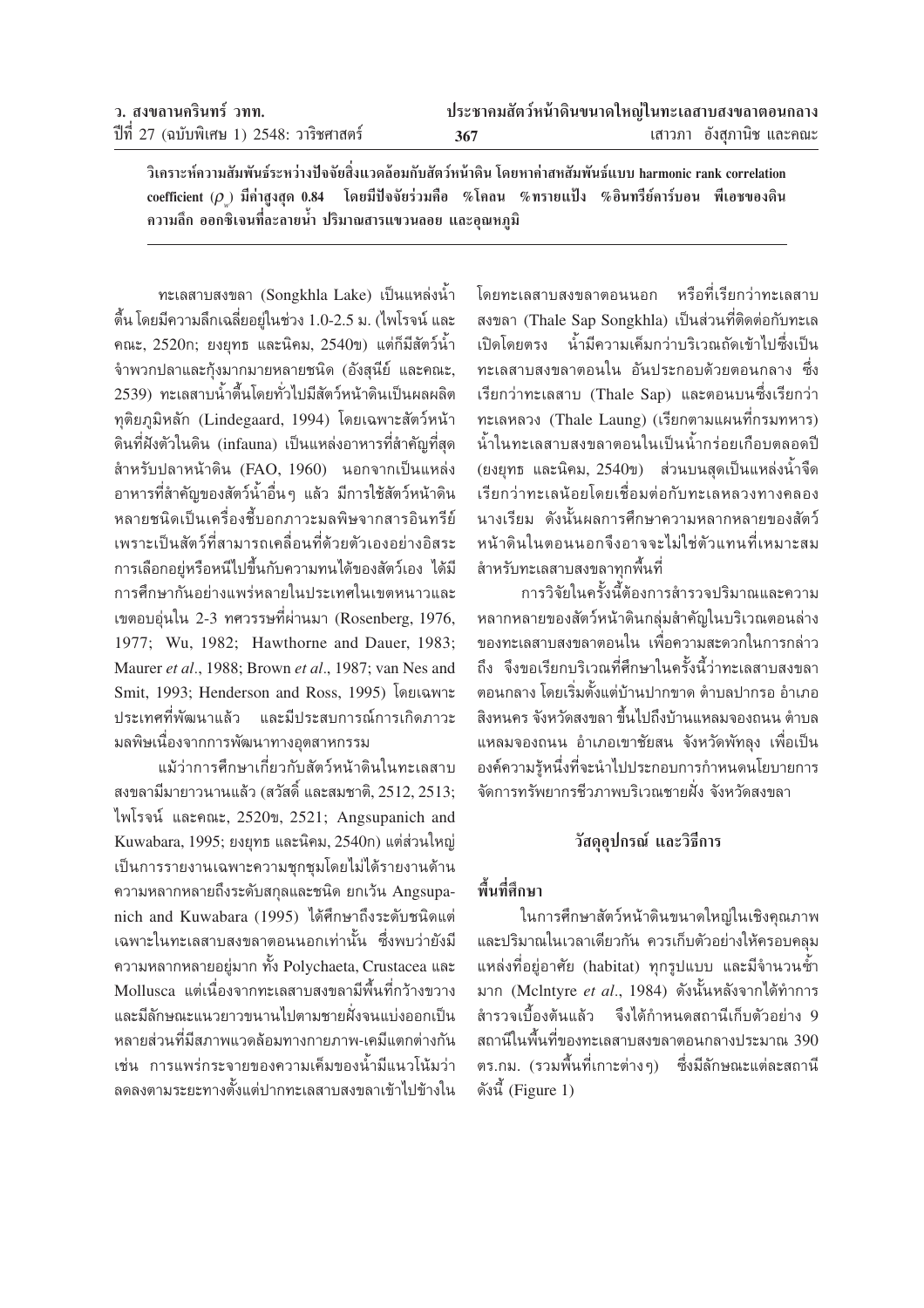วิเคราะห์ความสัมพันธ์ระหว่างปัจจัยสิ่งแวดล้อมกับสัตว์หน้าดิน โดยหาค่าสหสัมพันธ์แบบ harmonic rank correlation coefficient ($\rho_w$) มีค่าสูงสุด 0.84 โดยมีปัจจัยร่วมคือ %โคลน %ทรายแป้ง %อินทรีย์คาร์บอน พีเอชของดิน ความลึก ออกซิเจนที่ละลายน้ำ ปริมาณสารแขวนลอย และอุณหภูมิ

---

ทะเลสาบสงขลา (Songkhla Lake) เป็นแหล่งน้ำตื้น โดยมีความลึกเฉลี่ยอยู่ในช่วง 1.0-2.5 ม. (ไพโรจน์ และคณะ, 2520ก; ยงยุทธ และนิคม, 2540ข) แต่ก็มีสัตว์น้ำจำพวกปลาและกุ้งมากมายหลายชนิด (อังสุนีย์ และคณะ, 2539) ทะเลสาบน้ำตื้นโดยทั่วไปมีสัตว์หน้าดินเป็นผลผลิตทุติยภูมิหลัก (Lindegaard, 1994) โดยเฉพาะสัตว์หน้าดินที่ฝังตัวในดิน (infauna) เป็นแหล่งอาหารที่สำคัญที่สุดสำหรับปลาหน้าดิน (FAO, 1960) นอกจากเป็นแหล่งอาหารที่สำคัญของสัตว์น้ำอื่นๆ แล้ว มีการใช้สัตว์หน้าดินหลายชนิดเป็นเครื่องชี้บอกภาวะมลพิษจากสารอินทรีย์ เพราะเป็นสัตว์ที่สามารถเคลื่อนที่ด้วยตัวเองอย่างอิสระ การเลือกอยู่หรือหนีไปขึ้นกับความทนได้ของสัตว์เอง ได้มีการศึกษากันอย่างแพร่หลายในประเทศในเขตหนาวและเขตอบอุ่นใน 2-3 ทศวรรษที่ผ่านมา (Rosenberg, 1976, 1977; Wu, 1982; Hawthorne and Dauer, 1983; Maurer *et al*., 1988; Brown *et al*., 1987; van Nes and Smit, 1993; Henderson and Ross, 1995) โดยเฉพาะประเทศที่พัฒนาแล้ว และมีประสบการณ์การเกิดภาวะมลพิษเนื่องจากการพัฒนาทางอุตสาหกรรม

แม้ว่าการศึกษาเกี่ยวกับสัตว์หน้าดินในทะเลสาบสงขลามีมายาวนานแล้ว (สวัสดิ์ และสมชาติ, 2512, 2513; ไพโรจน์ และคณะ, 2520ข, 2521; Angsupanich and Kuwabara, 1995; ยงยุทธ และนิคม, 2540ก) แต่ส่วนใหญ่เป็นการรายงานเฉพาะความชุกชุมโดยไม่ได้รายงานด้านความหลากหลายถึงระดับสกุลและชนิด ยกเว้น Angsupanich and Kuwabara (1995) ได้ศึกษาถึงระดับชนิดแต่เฉพาะในทะเลสาบสงขลาตอนนอกเท่านั้น ซึ่งพบว่ายังมีความหลากหลายอยู่มาก ทั้ง Polychaeta, Crustacea และ Mollusca แต่เนื่องจากทะเลสาบสงขลามีพื้นที่กว้างขวาง และมีลักษณะแนวยาวขนานไปตามชายฝั่งจนแบ่งออกเป็นหลายส่วนที่มีสภาพแวดล้อมทางกายภาพ-เคมีแตกต่างกัน เช่น การแพร่กระจายของความเค็มของน้ำมีแนวโน้มว่าลดลงตามระยะทางตั้งแต่ปากทะเลสาบสงขลาเข้าไปข้างใน โดยทะเลสาบสงขลาตอนนอก หรือที่เรียกว่าทะเลสาบสงขลา (Thale Sap Songkhla) เป็นส่วนที่ติดต่อกับทะเลเปิดโดยตรง น้ำมีความเค็มกว่าบริเวณถัดเข้าไปซึ่งเป็นทะเลสาบสงขลาตอนใน อันประกอบด้วยตอนกลาง ซึ่งเรียกว่าทะเลสาบ (Thale Sap) และตอนบนซึ่งเรียกว่าทะเลหลวง (Thale Laung) (เรียกตามแผนที่กรมทหาร) น้ำในทะเลสาบสงขลาตอนในเป็นน้ำกร่อยเกือบตลอดปี (ยงยุทธ และนิคม, 2540ข) ส่วนบนสุดเป็นแหล่งน้ำจืดเรียกว่าทะเลน้อยโดยเชื่อมต่อกับทะเลหลวงทางคลองนางเรียม ดังนั้นผลการศึกษาความหลากหลายของสัตว์หน้าดินในตอนนอกจึงอาจจะไม่ใช่ตัวแทนที่เหมาะสมสำหรับทะเลสาบสงขลาทุกพื้นที่

การวิจัยในครั้งนี้ต้องการสำรวจปริมาณและความหลากหลายของสัตว์หน้าดินกลุ่มสำคัญในบริเวณตอนล่างของทะเลสาบสงขลาตอนใน เพื่อความสะดวกในการกล่าวถึง จึงขอเรียกบริเวณที่ศึกษาในครั้งนี้ว่าทะเลสาบสงขลาตอนกลาง โดยเริ่มตั้งแต่บ้านปากขาด ตำบลปากรอ อำเภอสิงหนคร จังหวัดสงขลา ขึ้นไปถึงบ้านแหลมจองถนน ตำบลแหลมจองถนน อำเภอเขาชัยสน จังหวัดพัทลุง เพื่อเป็นองค์ความรู้หนึ่งที่จะนำไปประกอบการกำหนดนโยบายการจัดการทรัพยากรชีวภาพบริเวณชายฝั่ง จังหวัดสงขลา

## วัสดุอุปกรณ์ และวิธีการ

### พื้นที่ศึกษา

ในการศึกษาสัตว์หน้าดินขนาดใหญ่ในเชิงคุณภาพและปริมาณในเวลาเดียวกัน ควรเก็บตัวอย่างให้ครอบคลุมแหล่งที่อยู่อาศัย (habitat) ทุกรูปแบบ และมีจำนวนซ้ำมาก (Mclntyre *et al*., 1984) ดังนั้นหลังจากได้ทำการสำรวจเบื้องต้นแล้ว จึงได้กำหนดสถานีเก็บตัวอย่าง 9 สถานีในพื้นที่ของทะเลสาบสงขลาตอนกลางประมาณ 390 ตร.กม. (รวมพื้นที่เกาะต่างๆ) ซึ่งมีลักษณะแต่ละสถานีดังนี้ (Figure 1)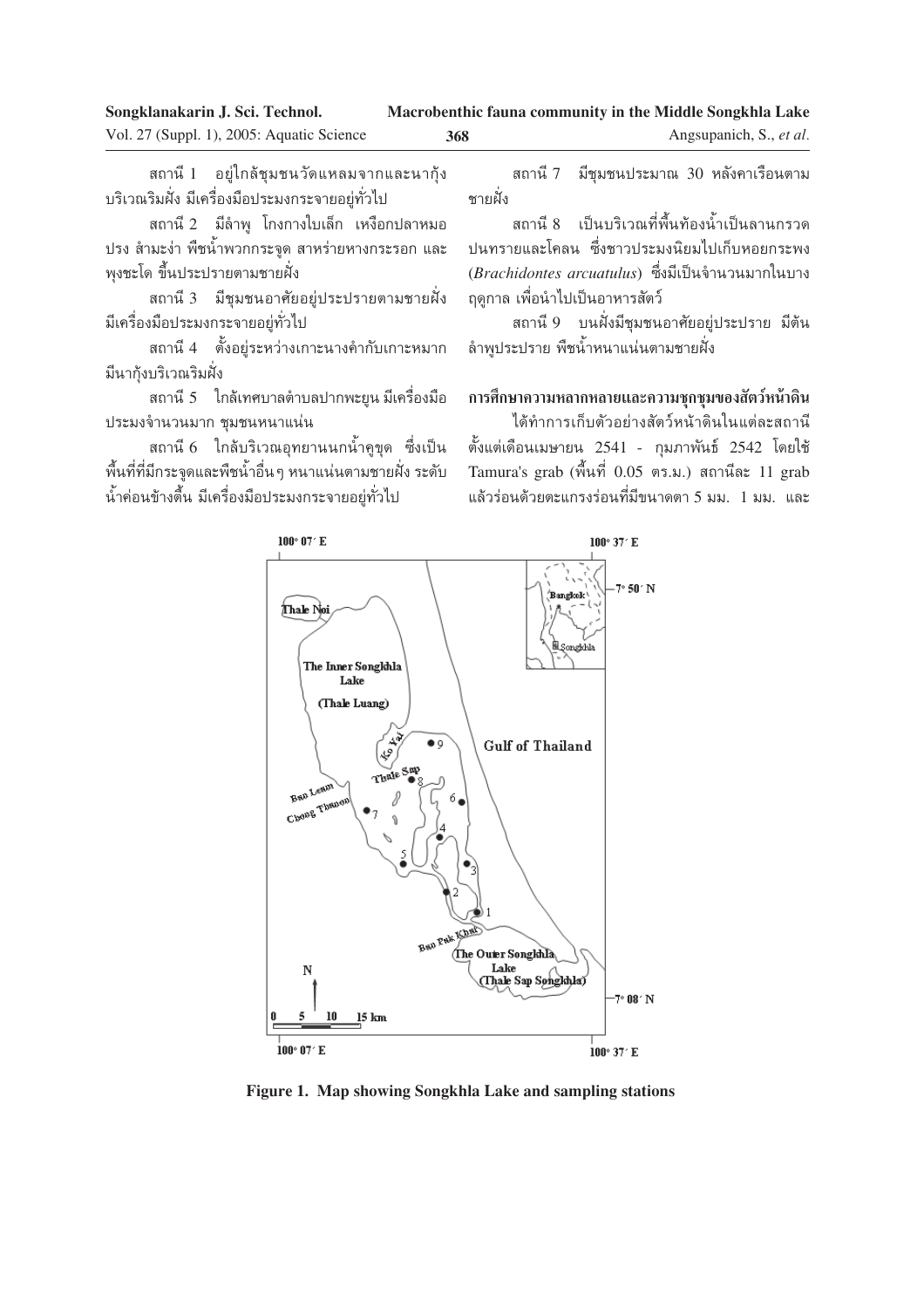สถานี 1 อยู่ใกล้ชุมชนวัดแหลมจากและนากุ้งบริเวณริมฝั่ง มีเครื่องมือประมงกระจายอยู่ทั่วไป

สถานี 2 มีลำพู โกงกางใบเล็ก เหงือกปลาหมอ ปรง สำมะง่า พืชน้ำพวกกระจูด สาหร่ายหางกระรอก และพุงชะโด ขึ้นประปรายตามชายฝั่ง

สถานี 3 มีชุมชนอาศัยอยู่ประปรายตามชายฝั่ง มีเครื่องมือประมงกระจายอยู่ทั่วไป

สถานี 4 ตั้งอยู่ระหว่างเกาะนางคำกับเกาะหมาก มีนากุ้งบริเวณริมฝั่ง

สถานี 5 ใกล้เทศบาลตำบลปากพะยูน มีเครื่องมือประมงจำนวนมาก ชุมชนหนาแน่น

สถานี 6 ใกล้บริเวณอุทยานนกน้ำคูขุด ซึ่งเป็นพื้นที่ที่มีกระจูดและพืชน้ำอื่นๆ หนาแน่นตามชายฝั่ง ระดับน้ำค่อนข้างตื้น มีเครื่องมือประมงกระจายอยู่ทั่วไป

สถานี 7 มีชุมชนประมาณ 30 หลังคาเรือนตามชายฝั่ง

สถานี 8 เป็นบริเวณที่พื้นท้องน้ำเป็นลานกรวดปนทรายและโคลน ซึ่งชาวประมงนิยมไปเก็บหอยกระพง (*Brachidontes arcuatulus*) ซึ่งมีเป็นจำนวนมากในบางฤดูกาล เพื่อนำไปเป็นอาหารสัตว์

สถานี 9 บนฝั่งมีชุมชนอาศัยอยู่ประปราย มีต้นลำพูประปราย พืชน้ำหนาแน่นตามชายฝั่ง

**การศึกษาความหลากหลายและความชุกชุมของสัตว์หน้าดิน**

ได้ทำการเก็บตัวอย่างสัตว์หน้าดินในแต่ละสถานีตั้งแต่เดือนเมษายน 2541 - กุมภาพันธ์ 2542 โดยใช้ Tamura's grab (พื้นที่ 0.05 ตร.ม.) สถานีละ 11 grab แล้วร่อนด้วยตะแกรงร่อนที่มีขนาดตา 5 มม. 1 มม. และ

**Figure 1. Map showing Songkhla Lake and sampling stations**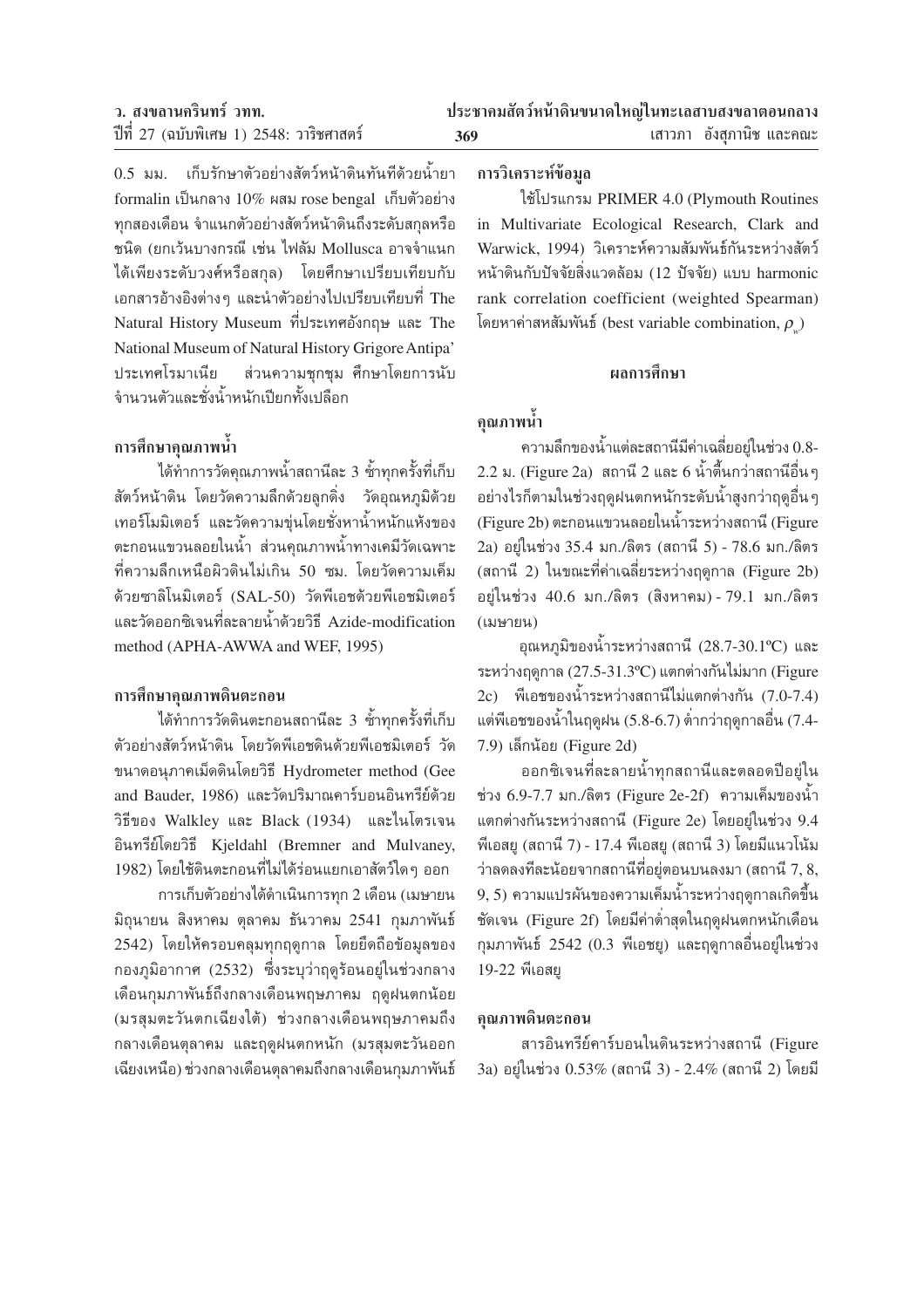0.5 มม. เก็บรักษาตัวอย่างสัตว์หน้าดินทันทีด้วยน้ำยา formalin เป็นกลาง 10% ผสม rose bengal เก็บตัวอย่างทุกสองเดือน จำแนกตัวอย่างสัตว์หน้าดินถึงระดับสกุลหรือชนิด (ยกเว้นบางกรณี เช่น ไฟลัม Mollusca อาจจำแนกได้เพียงระดับวงศ์หรือสกุล) โดยศึกษาเปรียบเทียบกับเอกสารอ้างอิงต่างๆ และนำตัวอย่างไปเปรียบเทียบที่ The Natural History Museum ที่ประเทศอังกฤษ และ The National Museum of Natural History Grigore Antipa' ประเทศโรมาเนีย ส่วนความชุกชุม ศึกษาโดยการนับจำนวนตัวและชั่งน้ำหนักเปียกทั้งเปลือก

### การศึกษาคุณภาพน้ำ

ได้ทำการวัดคุณภาพน้ำสถานีละ 3 ซ้ำทุกครั้งที่เก็บสัตว์หน้าดิน โดยวัดความลึกด้วยลูกดิ่ง วัดอุณหภูมิด้วยเทอร์โมมิเตอร์ และวัดความขุ่นโดยชั่งหาน้ำหนักแห้งของตะกอนแขวนลอยในน้ำ ส่วนคุณภาพน้ำทางเคมีวัดเฉพาะที่ความลึกเหนือผิวดินไม่เกิน 50 ซม. โดยวัดความเค็มด้วยซาลิโนมิเตอร์ (SAL-50) วัดพีเอชด้วยพีเอชมิเตอร์ และวัดออกซิเจนที่ละลายน้ำด้วยวิธี Azide-modification method (APHA-AWWA and WEF, 1995)

### การศึกษาคุณภาพดินตะกอน

ได้ทำการวัดดินตะกอนสถานีละ 3 ซ้ำทุกครั้งที่เก็บตัวอย่างสัตว์หน้าดิน โดยวัดพีเอชดินด้วยพีเอชมิเตอร์ วัดขนาดอนุภาคเม็ดดินโดยวิธี Hydrometer method (Gee and Bauder, 1986) และวัดปริมาณคาร์บอนอินทรีย์ด้วยวิธีของ Walkley และ Black (1934) และไนโตรเจนอินทรีย์โดยวิธี Kjeldahl (Bremner and Mulvaney, 1982) โดยใช้ดินตะกอนที่ไม่ได้ร่อนแยกเอาสัตว์ใดๆ ออก

การเก็บตัวอย่างได้ดำเนินการทุก 2 เดือน (เมษายน มิถุนายน สิงหาคม ตุลาคม ธันวาคม 2541 กุมภาพันธ์ 2542) โดยให้ครอบคลุมทุกฤดูกาล โดยยึดถือข้อมูลของกองภูมิอากาศ (2532) ซึ่งระบุว่าฤดูร้อนอยู่ในช่วงกลางเดือนกุมภาพันธ์ถึงกลางเดือนพฤษภาคม ฤดูฝนตกน้อย (มรสุมตะวันตกเฉียงใต้) ช่วงกลางเดือนพฤษภาคมถึงกลางเดือนตุลาคม และฤดูฝนตกหนัก (มรสุมตะวันออกเฉียงเหนือ) ช่วงกลางเดือนตุลาคมถึงกลางเดือนกุมภาพันธ์

### การวิเคราะห์ข้อมูล

ใช้โปรแกรม PRIMER 4.0 (Plymouth Routines in Multivariate Ecological Research, Clark and Warwick, 1994) วิเคราะห์ความสัมพันธ์กันระหว่างสัตว์หน้าดินกับปัจจัยสิ่งแวดล้อม (12 ปัจจัย) แบบ harmonic rank correlation coefficient (weighted Spearman) โดยหาค่าสหสัมพันธ์ (best variable combination, $\rho_w$)

## ผลการศึกษา

### คุณภาพน้ำ

ความลึกของน้ำแต่ละสถานีมีค่าเฉลี่ยอยู่ในช่วง 0.8-2.2 ม. (Figure 2a) สถานี 2 และ 6 น้ำตื้นกว่าสถานีอื่นๆ อย่างไรก็ตามในช่วงฤดูฝนตกหนักระดับน้ำสูงกว่าฤดูอื่นๆ (Figure 2b) ตะกอนแขวนลอยในน้ำระหว่างสถานี (Figure 2a) อยู่ในช่วง 35.4 มก./ลิตร (สถานี 5) - 78.6 มก./ลิตร (สถานี 2) ในขณะที่ค่าเฉลี่ยระหว่างฤดูกาล (Figure 2b) อยู่ในช่วง 40.6 มก./ลิตร (สิงหาคม) - 79.1 มก./ลิตร (เมษายน)

อุณหภูมิของน้ำระหว่างสถานี (28.7-30.1ºC) และระหว่างฤดูกาล (27.5-31.3ºC) แตกต่างกันไม่มาก (Figure 2c) พีเอชของน้ำระหว่างสถานีไม่แตกต่างกัน (7.0-7.4) แต่พีเอชของน้ำในฤดูฝน (5.8-6.7) ต่ำกว่าฤดูกาลอื่น (7.4-7.9) เล็กน้อย (Figure 2d)

ออกซิเจนที่ละลายน้ำทุกสถานีและตลอดปีอยู่ในช่วง 6.9-7.7 มก./ลิตร (Figure 2e-2f) ความเค็มของน้ำแตกต่างกันระหว่างสถานี (Figure 2e) โดยอยู่ในช่วง 9.4 พีเอสยู (สถานี 7) - 17.4 พีเอสยู (สถานี 3) โดยมีแนวโน้มว่าลดลงทีละน้อยจากสถานีที่อยู่ตอนบนลงมา (สถานี 7, 8, 9, 5) ความแปรผันของความเค็มน้ำระหว่างฤดูกาลเกิดขึ้นชัดเจน (Figure 2f) โดยมีค่าต่ำสุดในฤดูฝนตกหนักเดือนกุมภาพันธ์ 2542 (0.3 พีเอชยู) และฤดูกาลอื่นอยู่ในช่วง 19-22 พีเอสยู

### คุณภาพดินตะกอน

สารอินทรีย์คาร์บอนในดินระหว่างสถานี (Figure 3a) อยู่ในช่วง 0.53% (สถานี 3) - 2.4% (สถานี 2) โดยมี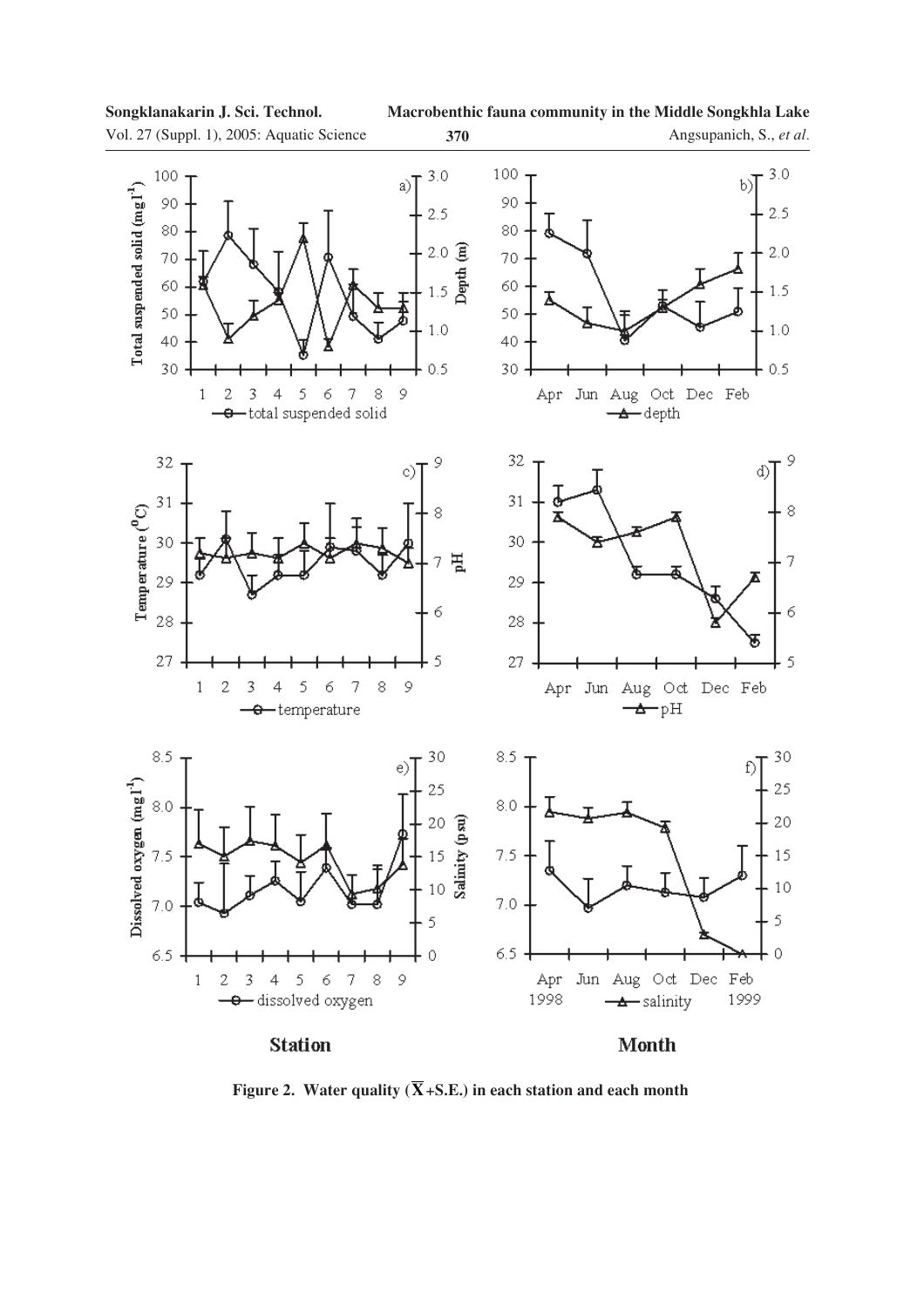**Figure 2. Water quality ($\overline{X}$+S.E.) in each station and each month**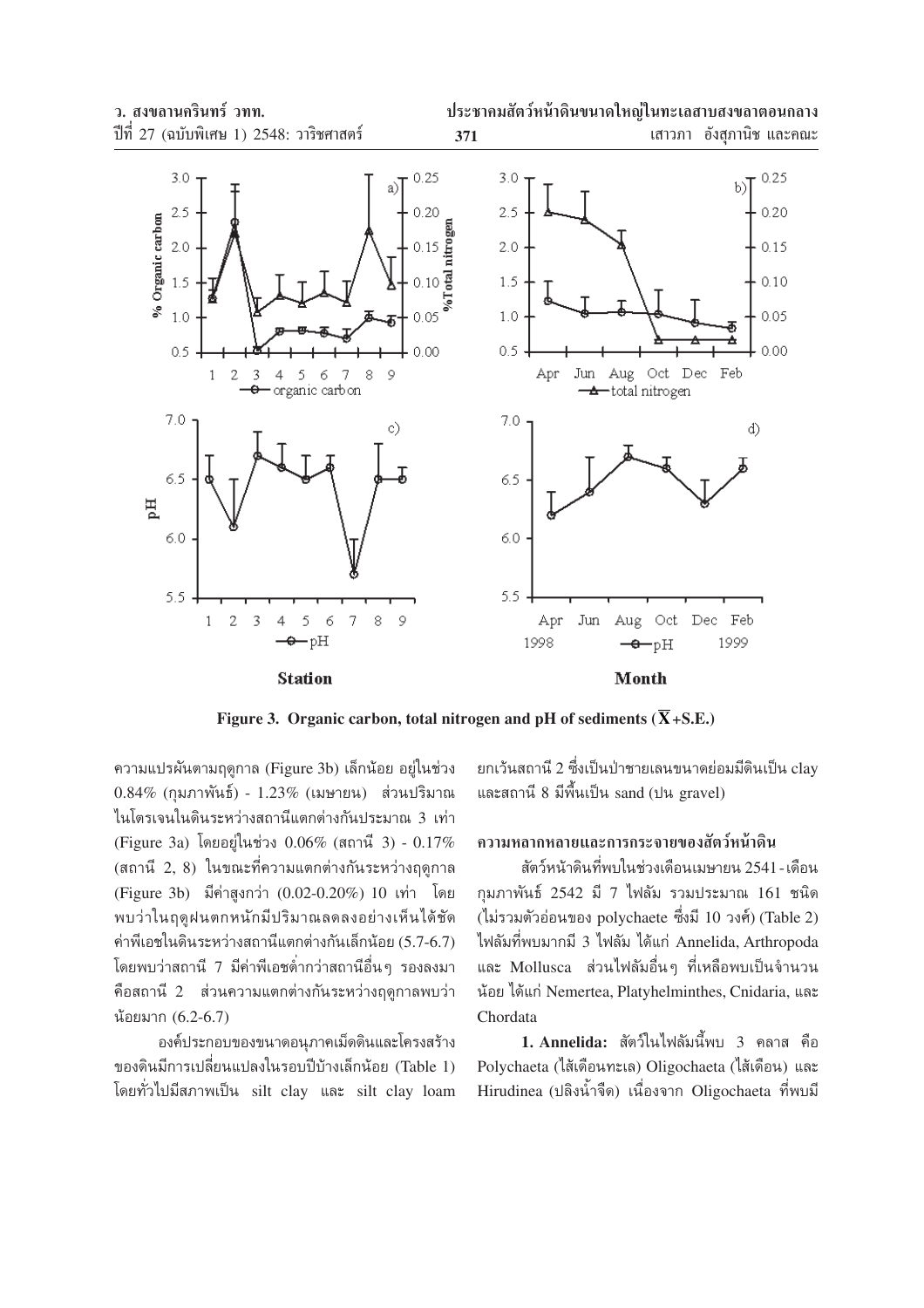Figure 3. Organic carbon, total nitrogen and pH of sediments ($\overline{X}$+S.E.)

ความแปรผันตามฤดูกาล (Figure 3b) เล็กน้อย อยู่ในช่วง 0.84% (กุมภาพันธ์) - 1.23% (เมษายน) ส่วนปริมาณไนโตรเจนในดินระหว่างสถานีแตกต่างกันประมาณ 3 เท่า (Figure 3a) โดยอยู่ในช่วง 0.06% (สถานี 3) - 0.17% (สถานี 2, 8) ในขณะที่ความแตกต่างกันระหว่างฤดูกาล (Figure 3b) มีค่าสูงกว่า (0.02-0.20%) 10 เท่า โดยพบว่าในฤดูฝนตกหนักมีปริมาณลดลงอย่างเห็นได้ชัด ค่าพีเอชในดินระหว่างสถานีแตกต่างกันเล็กน้อย (5.7-6.7) โดยพบว่าสถานี 7 มีค่าพีเอชต่ำกว่าสถานีอื่นๆ รองลงมาคือสถานี 2 ส่วนความแตกต่างกันระหว่างฤดูกาลพบว่าน้อยมาก (6.2-6.7)

องค์ประกอบของขนาดอนุภาคเม็ดดินและโครงสร้างของดินมีการเปลี่ยนแปลงในรอบปีบ้างเล็กน้อย (Table 1) โดยทั่วไปมีสภาพเป็น silt clay และ silt clay loam ยกเว้นสถานี 2 ซึ่งเป็นป่าชายเลนขนาดย่อมมีดินเป็น clay และสถานี 8 มีพื้นเป็น sand (ปน gravel)

### ความหลากหลายและการกระจายของสัตว์หน้าดิน

สัตว์หน้าดินที่พบในช่วงเดือนเมษายน 2541 - เดือนกุมภาพันธ์ 2542 มี 7 ไฟลัม รวมประมาณ 161 ชนิด (ไม่รวมตัวอ่อนของ polychaete ซึ่งมี 10 วงศ์) (Table 2) ไฟลัมที่พบมากมี 3 ไฟลัม ได้แก่ Annelida, Arthropoda และ Mollusca ส่วนไฟลัมอื่นๆ ที่เหลือพบเป็นจำนวนน้อย ได้แก่ Nemertea, Platyhelminthes, Cnidaria, และ Chordata

**1. Annelida:** สัตว์ในไฟลัมนี้พบ 3 คลาส คือ Polychaeta (ไส้เดือนทะเล) Oligochaeta (ไส้เดือน) และ Hirudinea (ปลิงน้ำจืด) เนื่องจาก Oligochaeta ที่พบมี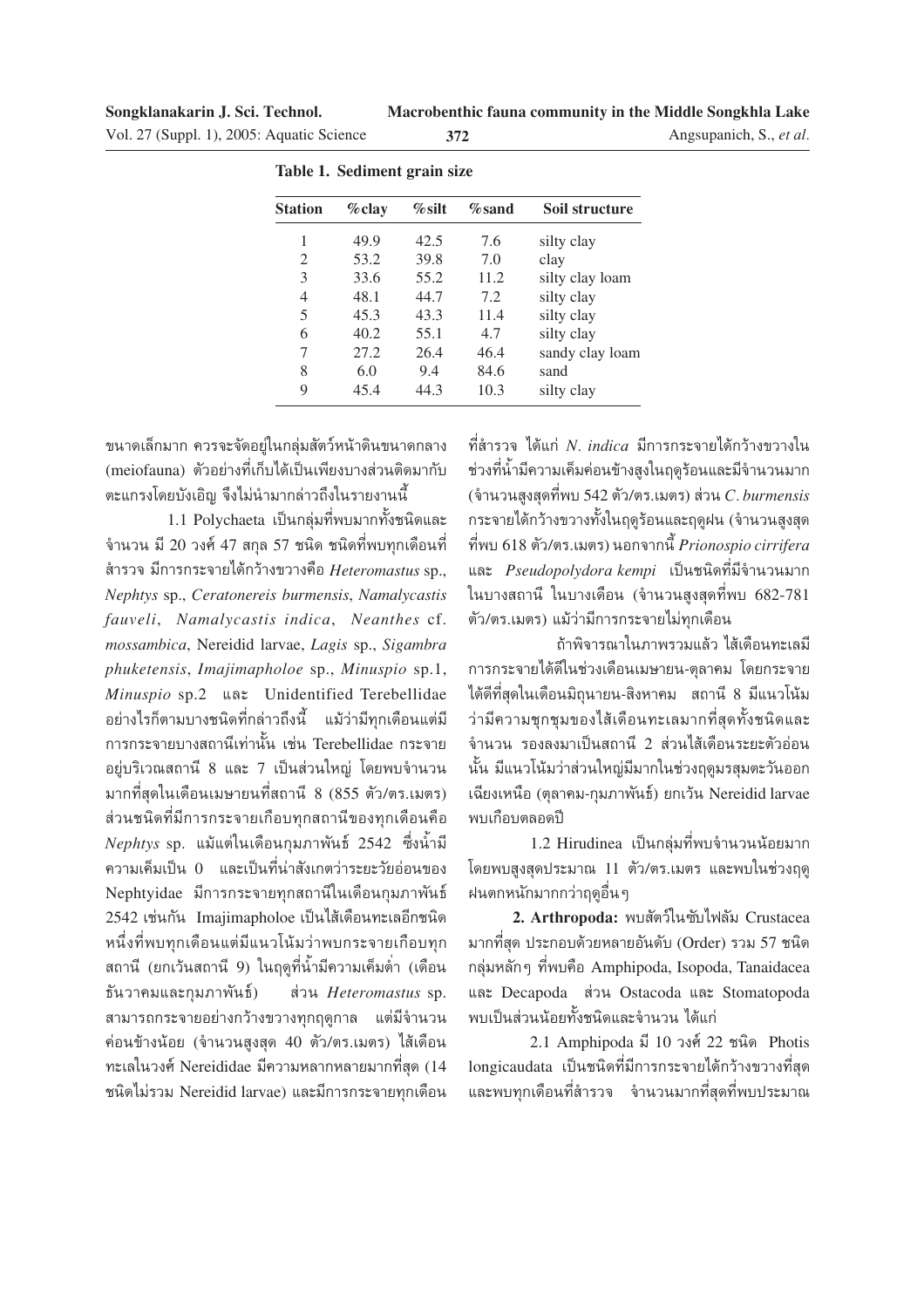**Table 1. Sediment grain size**

| Station | %clay | %silt | %sand | Soil structure |
|---|---|---|---|---|
| 1 | 49.9 | 42.5 | 7.6 | silty clay |
| 2 | 53.2 | 39.8 | 7.0 | clay |
| 3 | 33.6 | 55.2 | 11.2 | silty clay loam |
| 4 | 48.1 | 44.7 | 7.2 | silty clay |
| 5 | 45.3 | 43.3 | 11.4 | silty clay |
| 6 | 40.2 | 55.1 | 4.7 | silty clay |
| 7 | 27.2 | 26.4 | 46.4 | sandy clay loam |
| 8 | 6.0 | 9.4 | 84.6 | sand |
| 9 | 45.4 | 44.3 | 10.3 | silty clay |

ขนาดเล็กมาก ควรจะจัดอยู่ในกลุ่มสัตว์หน้าดินขนาดกลาง (meiofauna) ตัวอย่างที่เก็บได้เป็นเพียงบางส่วนติดมากับตะแกรงโดยบังเอิญ จึงไม่นำมากล่าวถึงในรายงานนี้

1.1 Polychaeta เป็นกลุ่มที่พบมากทั้งชนิดและจำนวน มี 20 วงศ์ 47 สกุล 57 ชนิด ชนิดที่พบทุกเดือนที่สำรวจ มีการกระจายได้กว้างขวางคือ *Heteromastus* sp., *Nephtys* sp., *Ceratonereis burmensis*, *Namalycastis fauveli*, *Namalycastis indica*, *Neanthes* cf. *mossambica*, Nereidid larvae, *Lagis* sp., *Sigambra phuketensis*, *Imajimapholoe* sp., *Minuspio* sp.1, *Minuspio* sp.2 และ Unidentified Terebellidae อย่างไรก็ตามบางชนิดที่กล่าวถึงนี้ แม้ว่ามีทุกเดือนแต่มีการกระจายบางสถานีเท่านั้น เช่น Terebellidae กระจายอยู่บริเวณสถานี 8 และ 7 เป็นส่วนใหญ่ โดยพบจำนวนมากที่สุดในเดือนเมษายนที่สถานี 8 (855 ตัว/ตร.เมตร) ส่วนชนิดที่มีการกระจายเกือบทุกสถานีของทุกเดือนคือ *Nephtys* sp. แม้แต่ในเดือนกุมภาพันธ์ 2542 ซึ่งน้ำมีความเค็มเป็น 0 และเป็นที่น่าสังเกตว่าระยะวัยอ่อนของ Nephtyidae มีการกระจายทุกสถานีในเดือนกุมภาพันธ์ 2542 เช่นกัน Imajimapholoe เป็นไส้เดือนทะเลอีกชนิดหนึ่งที่พบทุกเดือนแต่มีแนวโน้มว่าพบกระจายเกือบทุกสถานี (ยกเว้นสถานี 9) ในฤดูที่น้ำมีความเค็มต่ำ (เดือนธันวาคมและกุมภาพันธ์) ส่วน *Heteromastus* sp. สามารถกระจายอย่างกว้างขวางทุกฤดูกาล แต่มีจำนวนค่อนข้างน้อย (จำนวนสูงสุด 40 ตัว/ตร.เมตร) ไส้เดือนทะเลในวงศ์ Nereididae มีความหลากหลายมากที่สุด (14 ชนิดไม่รวม Nereidid larvae) และมีการกระจายทุกเดือนที่สำรวจ ได้แก่ *N. indica* มีการกระจายได้กว้างขวางในช่วงที่น้ำมีความเค็มค่อนข้างสูงในฤดูร้อนและมีจำนวนมาก (จำนวนสูงสุดที่พบ 542 ตัว/ตร.เมตร) ส่วน *C. burmensis* กระจายได้กว้างขวางทั้งในฤดูร้อนและฤดูฝน (จำนวนสูงสุดที่พบ 618 ตัว/ตร.เมตร) นอกจากนี้ *Prionospio cirrifera* และ *Pseudopolydora kempi* เป็นชนิดที่มีจำนวนมากในบางสถานี ในบางเดือน (จำนวนสูงสุดที่พบ 682-781 ตัว/ตร.เมตร) แม้ว่ามีการกระจายไม่ทุกเดือน

ถ้าพิจารณาในภาพรวมแล้ว ไส้เดือนทะเลมีการกระจายได้ดีในช่วงเดือนเมษายน-ตุลาคม โดยกระจายได้ดีที่สุดในเดือนมิถุนายน-สิงหาคม สถานี 8 มีแนวโน้มว่ามีความชุกชุมของไส้เดือนทะเลมากที่สุดทั้งชนิดและจำนวน รองลงมาเป็นสถานี 2 ส่วนไส้เดือนระยะตัวอ่อนนั้น มีแนวโน้มว่าส่วนใหญ่มีมากในช่วงฤดูมรสุมตะวันออกเฉียงเหนือ (ตุลาคม-กุมภาพันธ์) ยกเว้น Nereidid larvae พบเกือบตลอดปี

1.2 Hirudinea เป็นกลุ่มที่พบจำนวนน้อยมาก โดยพบสูงสุดประมาณ 11 ตัว/ตร.เมตร และพบในช่วงฤดูฝนตกหนักมากกว่าฤดูอื่นๆ

**2. Arthropoda:** พบสัตว์ในซับไฟลัม Crustacea มากที่สุด ประกอบด้วยหลายอันดับ (Order) รวม 57 ชนิด กลุ่มหลักๆ ที่พบคือ Amphipoda, Isopoda, Tanaidacea และ Decapoda ส่วน Ostacoda และ Stomatopoda พบเป็นส่วนน้อยทั้งชนิดและจำนวน ได้แก่

2.1 Amphipoda มี 10 วงศ์ 22 ชนิด Photis longicaudata เป็นชนิดที่มีการกระจายได้กว้างขวางที่สุดและพบทุกเดือนที่สำรวจ จำนวนมากที่สุดที่พบประมาณ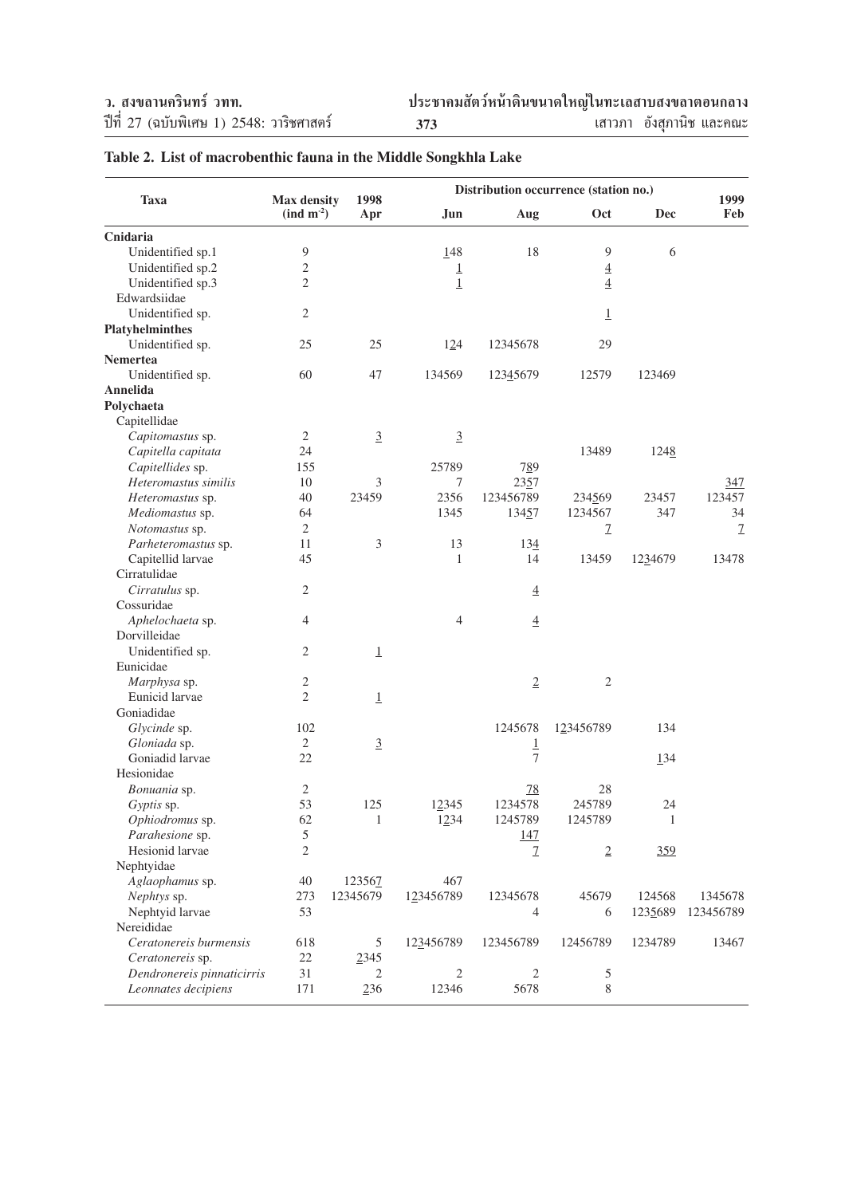## Table 2. List of macrobenthic fauna in the Middle Songkhla Lake

| Taxa | Max density (ind m$^{-2}$) | 1998 Apr | Jun | Aug | Oct | Dec | 1999 Feb |
|---|---|---|---|---|---|---|---|
| | | Distribution occurrence (station no.) | | | | | |
| **Cnidaria** | | | | | | | |
| Unidentified sp.1 | 9 | | <u>1</u>48 | 18 | 9 | 6 | |
| Unidentified sp.2 | 2 | | <u>1</u> | | <u>4</u> | | |
| Unidentified sp.3 | 2 | | <u>1</u> | | <u>4</u> | | |
| Edwardsiidae | | | | | | | |
| Unidentified sp. | 2 | | | | <u>1</u> | | |
| **Platyhelminthes** | | | | | | | |
| Unidentified sp. | 25 | 25 | 1<u>2</u>4 | 12345678 | 29 | | |
| **Nemertea** | | | | | | | |
| Unidentified sp. | 60 | 47 | 134569 | 123<u>4</u>5679 | 12579 | 123469 | |
| **Annelida** | | | | | | | |
| **Polychaeta** | | | | | | | |
| Capitellidae | | | | | | | |
| *Capitomastus* sp. | 2 | <u>3</u> | <u>3</u> | | | | |
| *Capitella capitata* | 24 | | | | 13489 | 124<u>8</u> | |
| *Capitellides* sp. | 155 | | 25789 | 7<u>8</u>9 | | | |
| *Heteromastus similis* | 10 | 3 | 7 | 23<u>5</u>7 | | | <u>347</u> |
| *Heteromastus* sp. | 40 | 23459 | 2356 | 123456789 | 234<u>5</u>69 | 23457 | 123457 |
| *Mediomastus* sp. | 64 | | 1345 | 134<u>5</u>7 | 1234567 | 347 | 34 |
| *Notomastus* sp. | 2 | | | | <u>7</u> | | <u>7</u> |
| *Parheteromastus* sp. | 11 | 3 | 13 | 13<u>4</u> | | | |
| Capitellid larvae | 45 | | 1 | 14 | 13459 | 12<u>34</u>679 | 13478 |
| Cirratulidae | | | | | | | |
| *Cirratulus* sp. | 2 | | | <u>4</u> | | | |
| Cossuridae | | | | | | | |
| *Aphelochaeta* sp. | 4 | | 4 | <u>4</u> | | | |
| Dorvilleidae | | | | | | | |
| Unidentified sp. | 2 | <u>1</u> | | | | | |
| Eunicidae | | | | | | | |
| *Marphysa* sp. | 2 | | | <u>2</u> | 2 | | |
| Eunicid larvae | 2 | <u>1</u> | | | | | |
| Goniadidae | | | | | | | |
| *Glycinde* sp. | 102 | | | 1245678 | 1<u>2</u>3456789 | 134 | |
| *Gloniada* sp. | 2 | <u>3</u> | | <u>1</u> | | | |
| Goniadid larvae | 22 | | | 7 | | <u>1</u>34 | |
| Hesionidae | | | | | | | |
| *Bonuania* sp. | 2 | | | <u>78</u> | 28 | | |
| *Gyptis* sp. | 53 | 125 | 1<u>2</u>345 | 1234578 | 245789 | 24 | |
| *Ophiodromus* sp. | 62 | 1 | 1<u>2</u>34 | 1245789 | 1245789 | 1 | |
| *Parahesione* sp. | 5 | | | <u>147</u> | | | |
| Hesionid larvae | 2 | | | <u>7</u> | <u>2</u> | <u>359</u> | |
| Nephtyidae | | | | | | | |
| *Aglaophamus* sp. | 40 | 12356<u>7</u> | 467 | | | | |
| *Nephtys* sp. | 273 | 12345679 | 1<u>2</u>3456789 | 12345678 | 45679 | 124568 | 1345678 |
| Nephtyid larvae | 53 | | | 4 | 6 | 123<u>5</u>689 | 123456789 |
| Nereididae | | | | | | | |
| *Ceratonereis burmensis* | 618 | 5 | 1<u>2</u>3456789 | 123456789 | 12456789 | 1234789 | 13467 |
| *Ceratonereis* sp. | 22 | <u>2</u>345 | | | | | |
| *Dendronereis pinnaticirris* | 31 | 2 | 2 | 2 | 5 | | |
| *Leonnates decipiens* | 171 | <u>2</u>36 | 12346 | 5678 | 8 | | |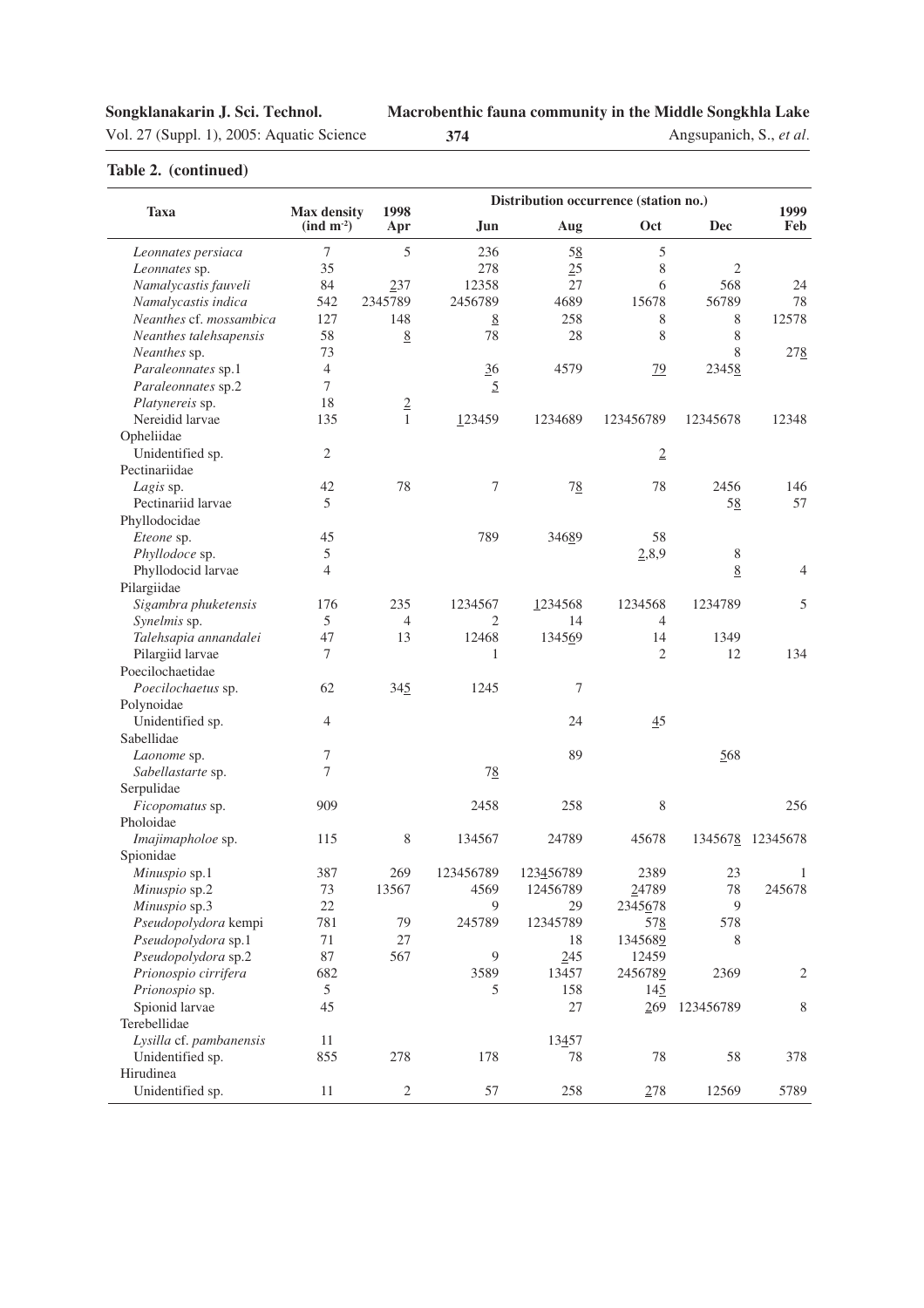**Table 2. (continued)**

| Taxa | Max density (ind m$^{-2}$) | 1998 Apr | Jun | Aug | Oct | Dec | 1999 Feb |
|---|---|---|---|---|---|---|---|
| | | | Distribution occurrence (station no.) | | | | |
| *Leonnates persiaca* | 7 | 5 | 236 | 58 | 5 | | |
| *Leonnates* sp. | 35 | | 278 | 25 | 8 | 2 | |
| *Namalycastis fauveli* | 84 | 237 | 12358 | 27 | 6 | 568 | 24 |
| *Namalycastis indica* | 542 | 2345789 | 2456789 | 4689 | 15678 | 56789 | 78 |
| *Neanthes* cf. *mossambica* | 127 | 148 | 8 | 258 | 8 | 8 | 12578 |
| *Neanthes talehsapensis* | 58 | 8 | 78 | 28 | 8 | 8 | |
| *Neanthes* sp. | 73 | | | | | 8 | 278 |
| *Paraleonnates* sp.1 | 4 | | 36 | 4579 | 79 | 23458 | |
| *Paraleonnates* sp.2 | 7 | | 5 | | | | |
| *Platynereis* sp. | 18 | 2 | | | | | |
| Nereidid larvae | 135 | 1 | 123459 | 1234689 | 123456789 | 12345678 | 12348 |
| Opheliidae | | | | | | | |
| Unidentified sp. | 2 | | | | 2 | | |
| Pectinariidae | | | | | | | |
| *Lagis* sp. | 42 | 78 | 7 | 78 | 78 | 2456 | 146 |
| Pectinariid larvae | 5 | | | | | 58 | 57 |
| Phyllodocidae | | | | | | | |
| *Eteone* sp. | 45 | | 789 | 34689 | 58 | | |
| *Phyllodoce* sp. | 5 | | | | 2,8,9 | 8 | |
| Phyllodocid larvae | 4 | | | | | 8 | 4 |
| Pilargiidae | | | | | | | |
| *Sigambra phuketensis* | 176 | 235 | 1234567 | 1234568 | 1234568 | 1234789 | 5 |
| *Synelmis* sp. | 5 | 4 | 2 | 14 | 4 | | |
| *Talehsapia annandalei* | 47 | 13 | 12468 | 134569 | 14 | 1349 | |
| Pilargiid larvae | 7 | | 1 | | 2 | 12 | 134 |
| Poecilochaetidae | | | | | | | |
| *Poecilochaetus* sp. | 62 | 345 | 1245 | 7 | | | |
| Polynoidae | | | | | | | |
| Unidentified sp. | 4 | | | 24 | 45 | | |
| Sabellidae | | | | | | | |
| *Laonome* sp. | 7 | | | 89 | | 568 | |
| *Sabellastarte* sp. | 7 | | 78 | | | | |
| Serpulidae | | | | | | | |
| *Ficopomatus* sp. | 909 | | 2458 | 258 | 8 | | 256 |
| Pholoidae | | | | | | | |
| *Imajimapholoe* sp. | 115 | 8 | 134567 | 24789 | 45678 | 1345678 | 12345678 |
| Spionidae | | | | | | | |
| *Minuspio* sp.1 | 387 | 269 | 123456789 | 123456789 | 2389 | 23 | 1 |
| *Minuspio* sp.2 | 73 | 13567 | 4569 | 12456789 | 24789 | 78 | 245678 |
| *Minuspio* sp.3 | 22 | | 9 | 29 | 2345678 | 9 | |
| *Pseudopolydora* kempi | 781 | 79 | 245789 | 12345789 | 578 | 578 | |
| *Pseudopolydora* sp.1 | 71 | 27 | | 18 | 1345689 | 8 | |
| *Pseudopolydora* sp.2 | 87 | 567 | 9 | 245 | 12459 | | |
| *Prionospio cirrifera* | 682 | | 3589 | 13457 | 2456789 | 2369 | 2 |
| *Prionospio* sp. | 5 | | 5 | 158 | 145 | | |
| Spionid larvae | 45 | | | 27 | 269 | 123456789 | 8 |
| Terebellidae | | | | | | | |
| *Lysilla* cf. *pambanensis* | 11 | | | 13457 | | | |
| Unidentified sp. | 855 | 278 | 178 | 78 | 78 | 58 | 378 |
| Hirudinea | | | | | | | |
| Unidentified sp. | 11 | 2 | 57 | 258 | 278 | 12569 | 5789 |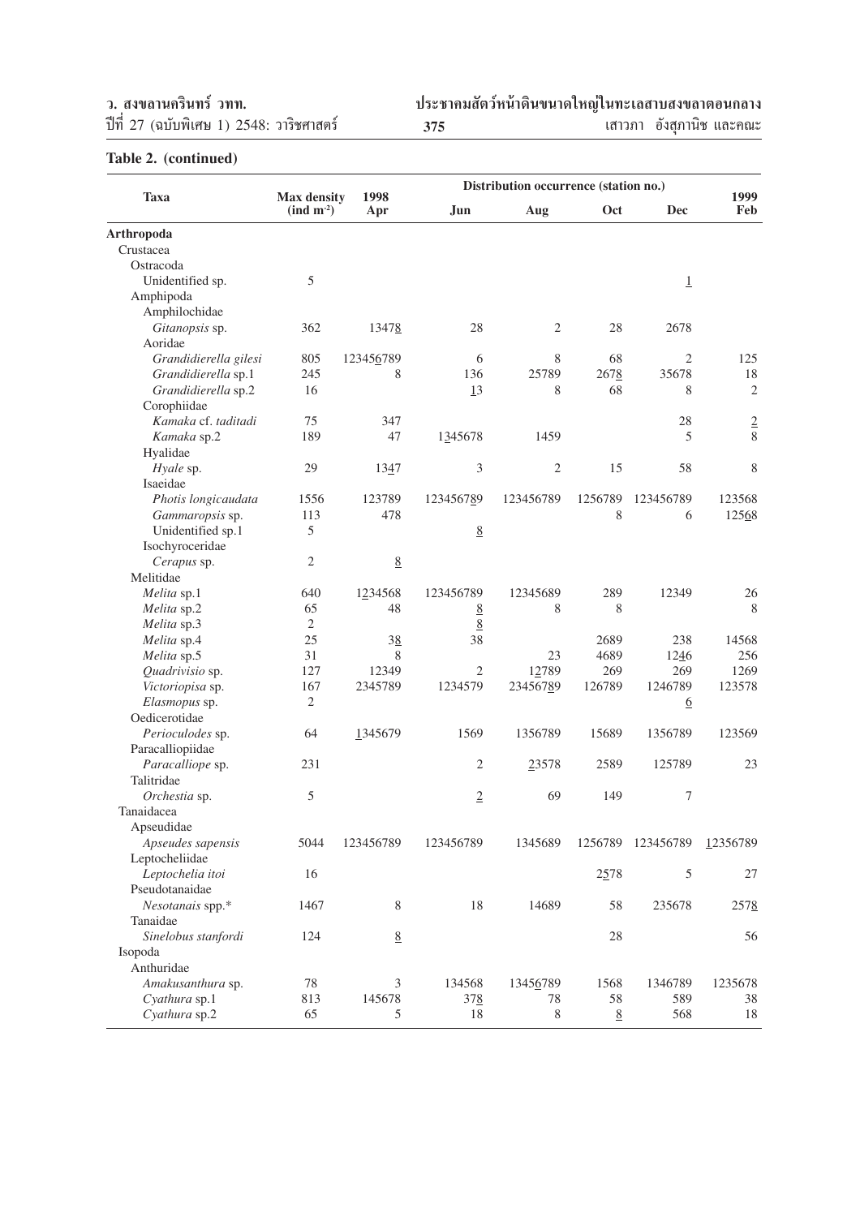**Table 2. (continued)**

| Taxa | Max density (ind m⁻²) | 1998 Apr | Distribution occurrence (station no.) Jun | Aug | Oct | Dec | 1999 Feb |
|---|---|---|---|---|---|---|---|
| **Arthropoda** | | | | | | | |
| Crustacea | | | | | | | |
| Ostracoda | | | | | | | |
| Unidentified sp. | 5 | | | | | 1 | |
| Amphipoda | | | | | | | |
| Amphilochidae | | | | | | | |
| *Gitanopsis* sp. | 362 | 13478 | 28 | 2 | 28 | 2678 | |
| Aoridae | | | | | | | |
| *Grandidierella gilesi* | 805 | 123456789 | 6 | 8 | 68 | 2 | 125 |
| *Grandidierella* sp.1 | 245 | 8 | 136 | 25789 | 2678 | 35678 | 18 |
| *Grandidierella* sp.2 | 16 | | 13 | 8 | 68 | 8 | 2 |
| Corophiidae | | | | | | | |
| *Kamaka* cf. *taditadi* | 75 | 347 | | | | 28 | 2 |
| *Kamaka* sp.2 | 189 | 47 | 1345678 | 1459 | | 5 | 8 |
| Hyalidae | | | | | | | |
| *Hyale* sp. | 29 | 1347 | 3 | 2 | 15 | 58 | 8 |
| Isaeidae | | | | | | | |
| *Photis longicaudata* | 1556 | 123789 | 123456789 | 123456789 | 1256789 | 123456789 | 123568 |
| *Gammaropsis* sp. | 113 | 478 | | | 8 | 6 | 12568 |
| Unidentified sp.1 | 5 | | 8 | | | | |
| Isochyroceridae | | | | | | | |
| *Cerapus* sp. | 2 | 8 | | | | | |
| Melitidae | | | | | | | |
| *Melita* sp.1 | 640 | 1234568 | 123456789 | 12345689 | 289 | 12349 | 26 |
| *Melita* sp.2 | 65 | 48 | 8 | 8 | 8 | | 8 |
| *Melita* sp.3 | 2 | | 8 | | | | |
| *Melita* sp.4 | 25 | 38 | 38 | | 2689 | 238 | 14568 |
| *Melita* sp.5 | 31 | 8 | | 23 | 4689 | 1246 | 256 |
| *Quadrivisio* sp. | 127 | 12349 | 2 | 12789 | 269 | 269 | 1269 |
| *Victoriopisa* sp. | 167 | 2345789 | 1234579 | 23456789 | 126789 | 1246789 | 123578 |
| *Elasmopus* sp. | 2 | | | | | 6 | |
| Oedicerotidae | | | | | | | |
| *Perioculodes* sp. | 64 | 1345679 | 1569 | 1356789 | 15689 | 1356789 | 123569 |
| Paracalliopiidae | | | | | | | |
| *Paracalliope* sp. | 231 | | 2 | 23578 | 2589 | 125789 | 23 |
| Talitridae | | | | | | | |
| *Orchestia* sp. | 5 | | 2 | 69 | 149 | 7 | |
| Tanaidacea | | | | | | | |
| Apseudidae | | | | | | | |
| *Apseudes sapensis* | 5044 | 123456789 | 123456789 | 1345689 | 1256789 | 123456789 | 12356789 |
| Leptocheliidae | | | | | | | |
| *Leptochelia itoi* | 16 | | | | 2578 | 5 | 27 |
| Pseudotanaidae | | | | | | | |
| *Nesotanais* spp.* | 1467 | 8 | 18 | 14689 | 58 | 235678 | 2578 |
| Tanaidae | | | | | | | |
| *Sinelobus stanfordi* | 124 | 8 | | | 28 | | 56 |
| Isopoda | | | | | | | |
| Anthuridae | | | | | | | |
| *Amakusanthura* sp. | 78 | 3 | 134568 | 13456789 | 1568 | 1346789 | 1235678 |
| *Cyathura* sp.1 | 813 | 145678 | 378 | 78 | 58 | 589 | 38 |
| *Cyathura* sp.2 | 65 | 5 | 18 | 8 | 8 | 568 | 18 |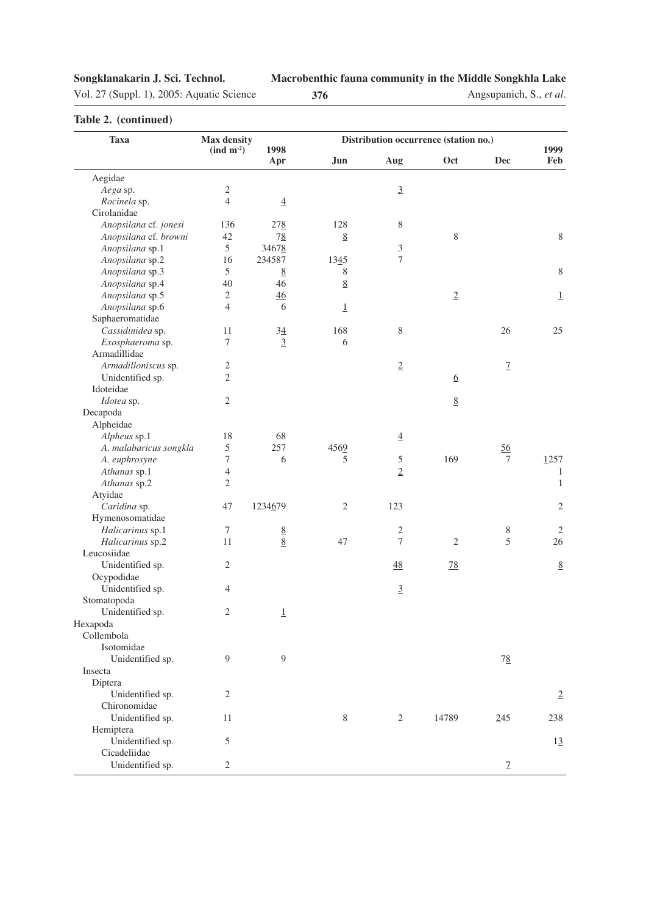**Table 2. (continued)**

| Taxa | Max density (ind m⁻²) | 1998 Apr | Jun | Aug | Oct | Dec | 1999 Feb |
|---|---|---|---|---|---|---|---|
| Aegidae | | | | | | | |
| *Aega* sp. | 2 | | | <u>3</u> | | | |
| *Rocinela* sp. | 4 | <u>4</u> | | | | | |
| Cirolanidae | | | | | | | |
| *Anopsilana* cf. *jonesi* | 136 | 27<u>8</u> | 128 | 8 | | | |
| *Anopsilana* cf. *browni* | 42 | 7<u>8</u> | <u>8</u> | | 8 | | 8 |
| *Anopsilana* sp.1 | 5 | 3467<u>8</u> | | 3 | | | |
| *Anopsilana* sp.2 | 16 | 234587 | 13<u>45</u> | 7 | | | |
| *Anopsilana* sp.3 | 5 | <u>8</u> | 8 | | | | 8 |
| *Anopsilana* sp.4 | 40 | 46 | <u>8</u> | | | | |
| *Anopsilana* sp.5 | 2 | <u>46</u> | | | <u>2</u> | | <u>1</u> |
| *Anopsilana* sp.6 | 4 | 6 | <u>1</u> | | | | |
| Saphaeromatidae | | | | | | | |
| *Cassidinidea* sp. | 11 | 3<u>4</u> | 168 | 8 | | 26 | 25 |
| *Exosphaeroma* sp. | 7 | <u>3</u> | 6 | | | | |
| Armadillidae | | | | | | | |
| *Armadilloniscus* sp. | 2 | | | <u>2</u> | | <u>7</u> | |
| Unidentified sp. | 2 | | | | <u>6</u> | | |
| Idoteidae | | | | | | | |
| *Idotea* sp. | 2 | | | | <u>8</u> | | |
| Decapoda | | | | | | | |
| Alpheidae | | | | | | | |
| *Alpheus* sp.1 | 18 | 68 | | <u>4</u> | | | |
| *A. malabaricus songkla* | 5 | 257 | 456<u>9</u> | | | <u>56</u> | |
| *A. euphrosyne* | 7 | 6 | 5 | 5 | 169 | 7 | <u>1</u>257 |
| *Athanas* sp.1 | 4 | | | <u>2</u> | | | 1 |
| *Athanas* sp.2 | 2 | | | | | | 1 |
| Atyidae | | | | | | | |
| *Caridina* sp. | 47 | 1234<u>6</u>79 | 2 | 123 | | | 2 |
| Hymenosomatidae | | | | | | | |
| *Halicarinus* sp.1 | 7 | <u>8</u> | | 2 | | 8 | 2 |
| *Halicarinus* sp.2 | 11 | <u>8</u> | 47 | 7 | 2 | 5 | 26 |
| Leucosiidae | | | | | | | |
| Unidentified sp. | 2 | | | <u>48</u> | <u>78</u> | | <u>8</u> |
| Ocypodidae | | | | | | | |
| Unidentified sp. | 4 | | | <u>3</u> | | | |
| Stomatopoda | | | | | | | |
| Unidentified sp. | 2 | <u>1</u> | | | | | |
| Hexapoda | | | | | | | |
| Collembola | | | | | | | |
| Isotomidae | | | | | | | |
| Unidentified sp. | 9 | 9 | | | | 7<u>8</u> | |
| Insecta | | | | | | | |
| Diptera | | | | | | | |
| Unidentified sp. | 2 | | | | | | <u>2</u> |
| Chironomidae | | | | | | | |
| Unidentified sp. | 11 | | 8 | 2 | 14789 | <u>2</u>45 | 238 |
| Hemiptera | | | | | | | |
| Unidentified sp. | 5 | | | | | | 1<u>3</u> |
| Cicadeliidae | | | | | | | |
| Unidentified sp. | 2 | | | | | <u>7</u> | |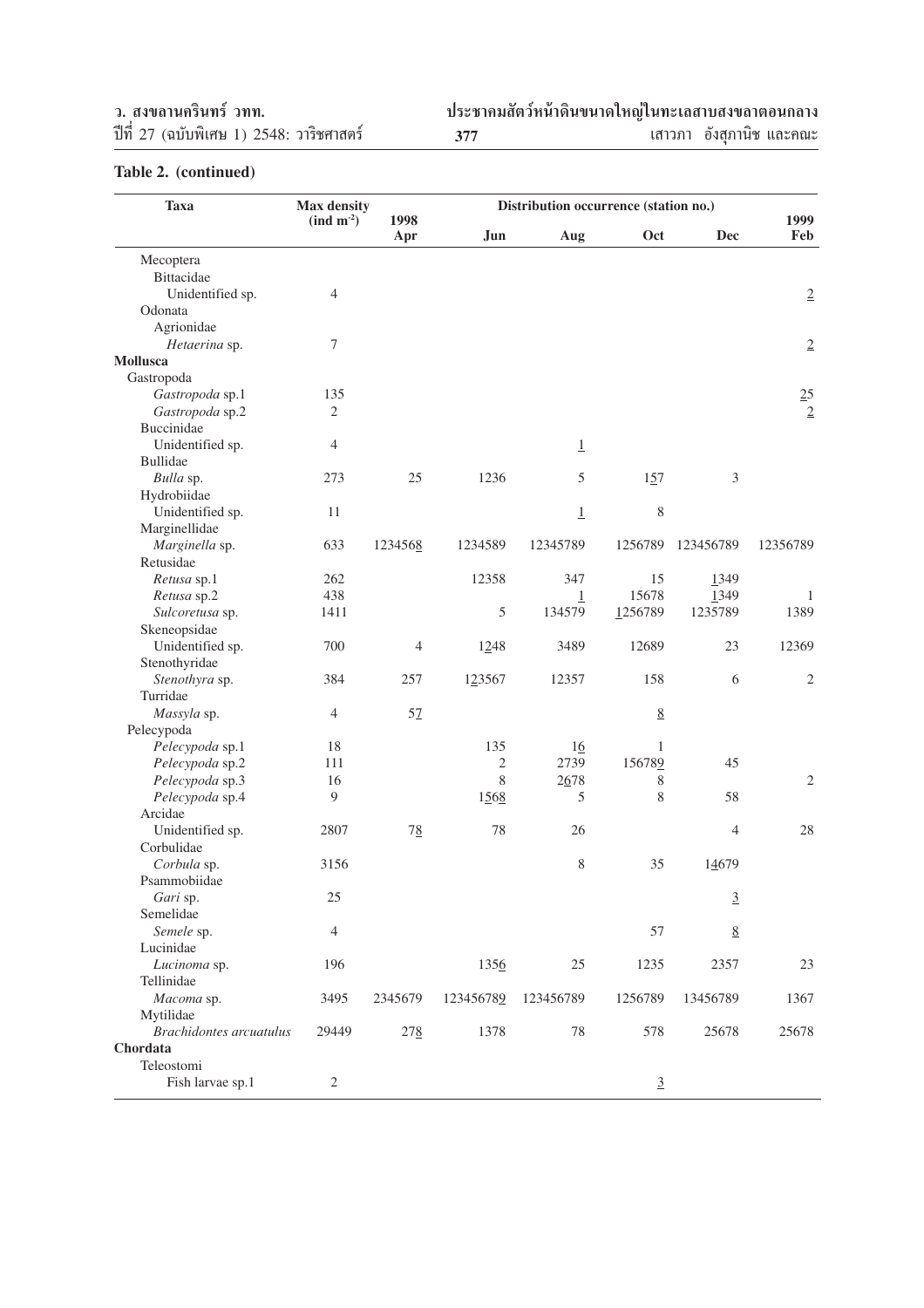**Table 2. (continued)**

| Taxa | Max density (ind m$^{-2}$) | 1998 Apr | Jun | Aug | Oct | Dec | 1999 Feb |
|---|---|---|---|---|---|---|---|
| Mecoptera | | | | | | | |
| Bittacidae | | | | | | | |
| Unidentified sp. | 4 | | | | | | <u>2</u> |
| Odonata | | | | | | | |
| Agrionidae | | | | | | | |
| *Hetaerina* sp. | 7 | | | | | | <u>2</u> |
| **Mollusca** | | | | | | | |
| Gastropoda | | | | | | | |
| *Gastropoda* sp.1 | 135 | | | | | | <u>25</u> |
| *Gastropoda* sp.2 | 2 | | | | | | <u>2</u> |
| Buccinidae | | | | | | | |
| Unidentified sp. | 4 | | | <u>1</u> | | | |
| Bullidae | | | | | | | |
| *Bulla* sp. | 273 | 25 | 1236 | 5 | 1<u>5</u>7 | 3 | |
| Hydrobiidae | | | | | | | |
| Unidentified sp. | 11 | | | <u>1</u> | 8 | | |
| Marginellidae | | | | | | | |
| *Marginella* sp. | 633 | 123456<u>8</u> | 1234589 | 12345789 | 1256789 | 123456789 | 12356789 |
| Retusidae | | | | | | | |
| *Retusa* sp.1 | 262 | | 12358 | 347 | 15 | <u>1</u>349 | |
| *Retusa* sp.2 | 438 | | | <u>1</u> | 15678 | <u>1</u>349 | 1 |
| *Sulcoretusa* sp. | 1411 | | 5 | 134579 | <u>1</u>256789 | 1235789 | 1389 |
| Skeneopsidae | | | | | | | |
| Unidentified sp. | 700 | 4 | 1<u>2</u>48 | 3489 | 12689 | 23 | 12369 |
| Stenothyridae | | | | | | | |
| *Stenothyra* sp. | 384 | 257 | 1<u>2</u>3567 | 12357 | 158 | 6 | 2 |
| Turridae | | | | | | | |
| *Massyla* sp. | 4 | 5<u>7</u> | | | <u>8</u> | | |
| Pelecypoda | | | | | | | |
| *Pelecypoda* sp.1 | 18 | | 135 | 1<u>6</u> | 1 | | |
| *Pelecypoda* sp.2 | 111 | | 2 | 2739 | 15678<u>9</u> | 45 | |
| *Pelecypoda* sp.3 | 16 | | 8 | 2<u>6</u>78 | 8 | | 2 |
| *Pelecypoda* sp.4 | 9 | | 1<u>568</u> | 5 | 8 | 58 | |
| Arcidae | | | | | | | |
| Unidentified sp. | 2807 | 7<u>8</u> | 78 | 26 | | 4 | 28 |
| Corbulidae | | | | | | | |
| *Corbula* sp. | 3156 | | | 8 | 35 | 1<u>4</u>679 | |
| Psammobiidae | | | | | | | |
| *Gari* sp. | 25 | | | | | <u>3</u> | |
| Semelidae | | | | | | | |
| *Semele* sp. | 4 | | | | 57 | <u>8</u> | |
| Lucinidae | | | | | | | |
| *Lucinoma* sp. | 196 | | 135<u>6</u> | 25 | 1235 | 2357 | 23 |
| Tellinidae | | | | | | | |
| *Macoma* sp. | 3495 | 2345679 | 12345678<u>9</u> | 123456789 | 1256789 | 13456789 | 1367 |
| Mytilidae | | | | | | | |
| *Brachidontes arcuatulus* | 29449 | 27<u>8</u> | 1378 | 78 | 578 | 25678 | 25678 |
| **Chordata** | | | | | | | |
| Teleostomi | | | | | | | |
| Fish larvae sp.1 | 2 | | | | <u>3</u> | | |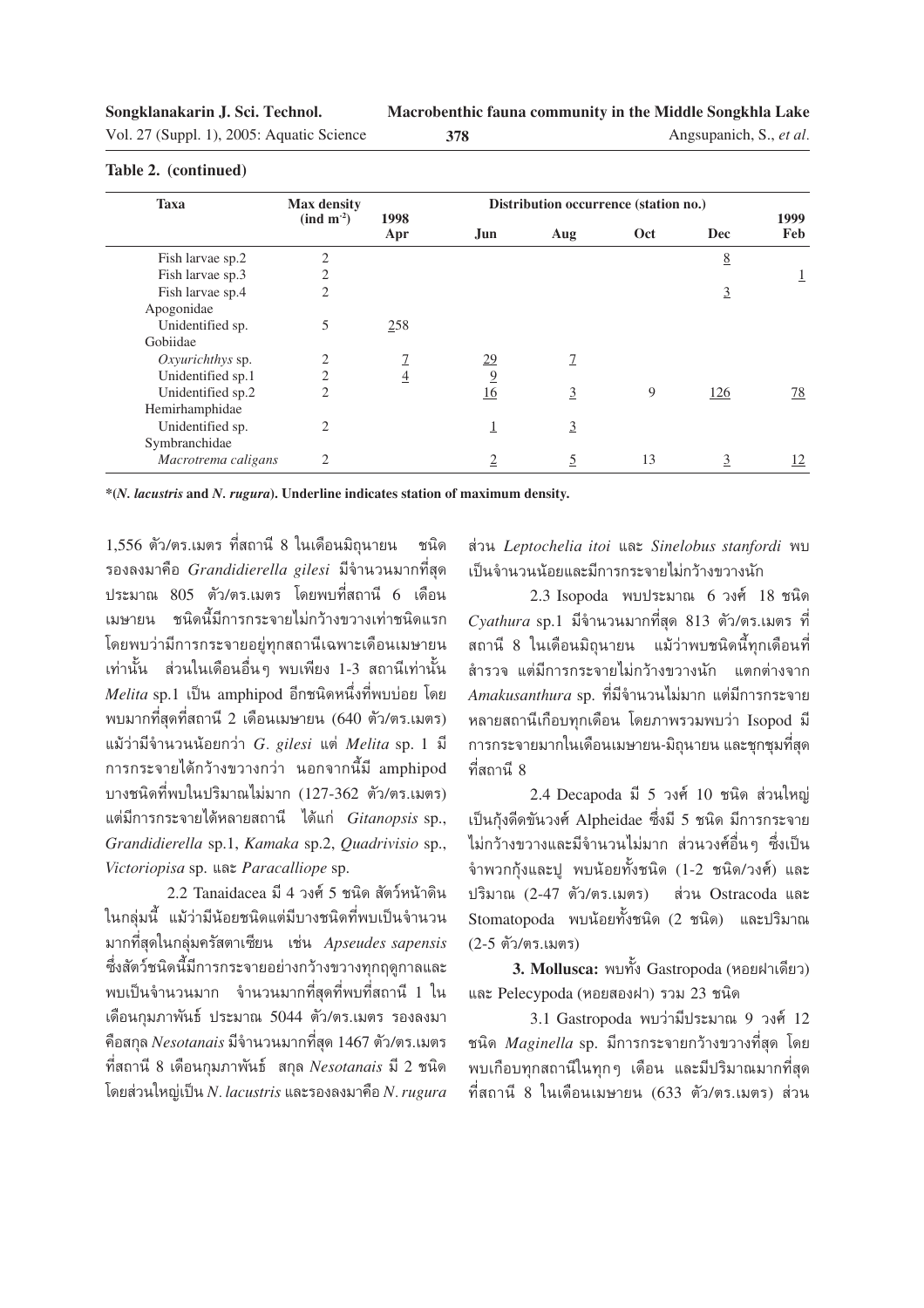**Table 2. (continued)**

| Taxa | Max density (ind m$^{-2}$) | Distribution occurrence (station no.) | | | | | |
|---|---|---|---|---|---|---|---|
| | | 1998 Apr | Jun | Aug | Oct | Dec | 1999 Feb |
| Fish larvae sp.2 | 2 | | | | | <u>8</u> | |
| Fish larvae sp.3 | 2 | | | | | | <u>1</u> |
| Fish larvae sp.4 | 2 | | | | | <u>3</u> | |
| Apogonidae | | | | | | | |
| Unidentified sp. | 5 | <u>2</u>58 | | | | | |
| Gobiidae | | | | | | | |
| *Oxyurichthys* sp. | 2 | <u>7</u> | <u>29</u> | <u>7</u> | | | |
| Unidentified sp.1 | 2 | <u>4</u> | <u>9</u> | | | | |
| Unidentified sp.2 | 2 | | <u>16</u> | <u>3</u> | 9 | <u>126</u> | <u>78</u> |
| Hemirhamphidae | | | | | | | |
| Unidentified sp. | 2 | | <u>1</u> | <u>3</u> | | | |
| Symbranchidae | | | | | | | |
| *Macrotrema caligans* | 2 | | <u>2</u> | <u>5</u> | 13 | <u>3</u> | <u>12</u> |

**\*(*N. lacustris* and *N. rugura*). Underline indicates station of maximum density.**

1,556 ตัว/ตร.เมตร ที่สถานี 8 ในเดือนมิถุนายน ชนิดรองลงมาคือ *Grandidierella gilesi* มีจำนวนมากที่สุดประมาณ 805 ตัว/ตร.เมตร โดยพบที่สถานี 6 เดือนเมษายน ชนิดนี้มีการกระจายไม่กว้างขวางเท่าชนิดแรก โดยพบว่ามีการกระจายอยู่ทุกสถานีเฉพาะเดือนเมษายนเท่านั้น ส่วนในเดือนอื่นๆ พบเพียง 1-3 สถานีเท่านั้น *Melita* sp.1 เป็น amphipod อีกชนิดหนึ่งที่พบบ่อย โดยพบมากที่สุดที่สถานี 2 เดือนเมษายน (640 ตัว/ตร.เมตร) แม้ว่ามีจำนวนน้อยกว่า *G. gilesi* แต่ *Melita* sp. 1 มีการกระจายได้กว้างขวางกว่า นอกจากนี้มี amphipod บางชนิดที่พบในปริมาณไม่มาก (127-362 ตัว/ตร.เมตร) แต่มีการกระจายได้หลายสถานี ได้แก่ *Gitanopsis* sp., *Grandidierella* sp.1, *Kamaka* sp.2, *Quadrivisio* sp., *Victoriopisa* sp. และ *Paracalliope* sp.

2.2 Tanaidacea มี 4 วงศ์ 5 ชนิด สัตว์หน้าดินในกลุ่มนี้ แม้ว่ามีน้อยชนิดแต่มีบางชนิดที่พบเป็นจำนวนมากที่สุดในกลุ่มครัสตาเซียน เช่น *Apseudes sapensis* ซึ่งสัตว์ชนิดนี้มีการกระจายอย่างกว้างขวางทุกฤดูกาลและพบเป็นจำนวนมาก จำนวนมากที่สุดที่พบที่สถานี 1 ในเดือนกุมภาพันธ์ ประมาณ 5044 ตัว/ตร.เมตร รองลงมาคือสกุล *Nesotanais* มีจำนวนมากที่สุด 1467 ตัว/ตร.เมตร ที่สถานี 8 เดือนกุมภาพันธ์ สกุล *Nesotanais* มี 2 ชนิด โดยส่วนใหญ่เป็น *N. lacustris* และรองลงมาคือ *N. rugura* ส่วน *Leptochelia itoi* และ *Sinelobus stanfordi* พบเป็นจำนวนน้อยและมีการกระจายไม่กว้างขวางนัก

2.3 Isopoda พบประมาณ 6 วงศ์ 18 ชนิด *Cyathura* sp.1 มีจำนวนมากที่สุด 813 ตัว/ตร.เมตร ที่สถานี 8 ในเดือนมิถุนายน แม้ว่าพบชนิดนี้ทุกเดือนที่สำรวจ แต่มีการกระจายไม่กว้างขวางนัก แตกต่างจาก *Amakusanthura* sp. ที่มีจำนวนไม่มาก แต่มีการกระจายหลายสถานีเกือบทุกเดือน โดยภาพรวมพบว่า Isopod มีการกระจายมากในเดือนเมษายน-มิถุนายน และชุกชุมที่สุดที่สถานี 8

2.4 Decapoda มี 5 วงศ์ 10 ชนิด ส่วนใหญ่เป็นกุ้งดีดขันวงศ์ Alpheidae ซึ่งมี 5 ชนิด มีการกระจายไม่กว้างขวางและมีจำนวนไม่มาก ส่วนวงศ์อื่นๆ ซึ่งเป็นจำพวกกุ้งและปู พบน้อยทั้งชนิด (1-2 ชนิด/วงศ์) และปริมาณ (2-47 ตัว/ตร.เมตร) ส่วน Ostracoda และ Stomatopoda พบน้อยทั้งชนิด (2 ชนิด) และปริมาณ (2-5 ตัว/ตร.เมตร)

**3. Mollusca:** พบทั้ง Gastropoda (หอยฝาเดียว) และ Pelecypoda (หอยสองฝา) รวม 23 ชนิด

3.1 Gastropoda พบว่ามีประมาณ 9 วงศ์ 12 ชนิด *Maginella* sp. มีการกระจายกว้างขวางที่สุด โดยพบเกือบทุกสถานีในทุกๆ เดือน และมีปริมาณมากที่สุดที่สถานี 8 ในเดือนเมษายน (633 ตัว/ตร.เมตร) ส่วน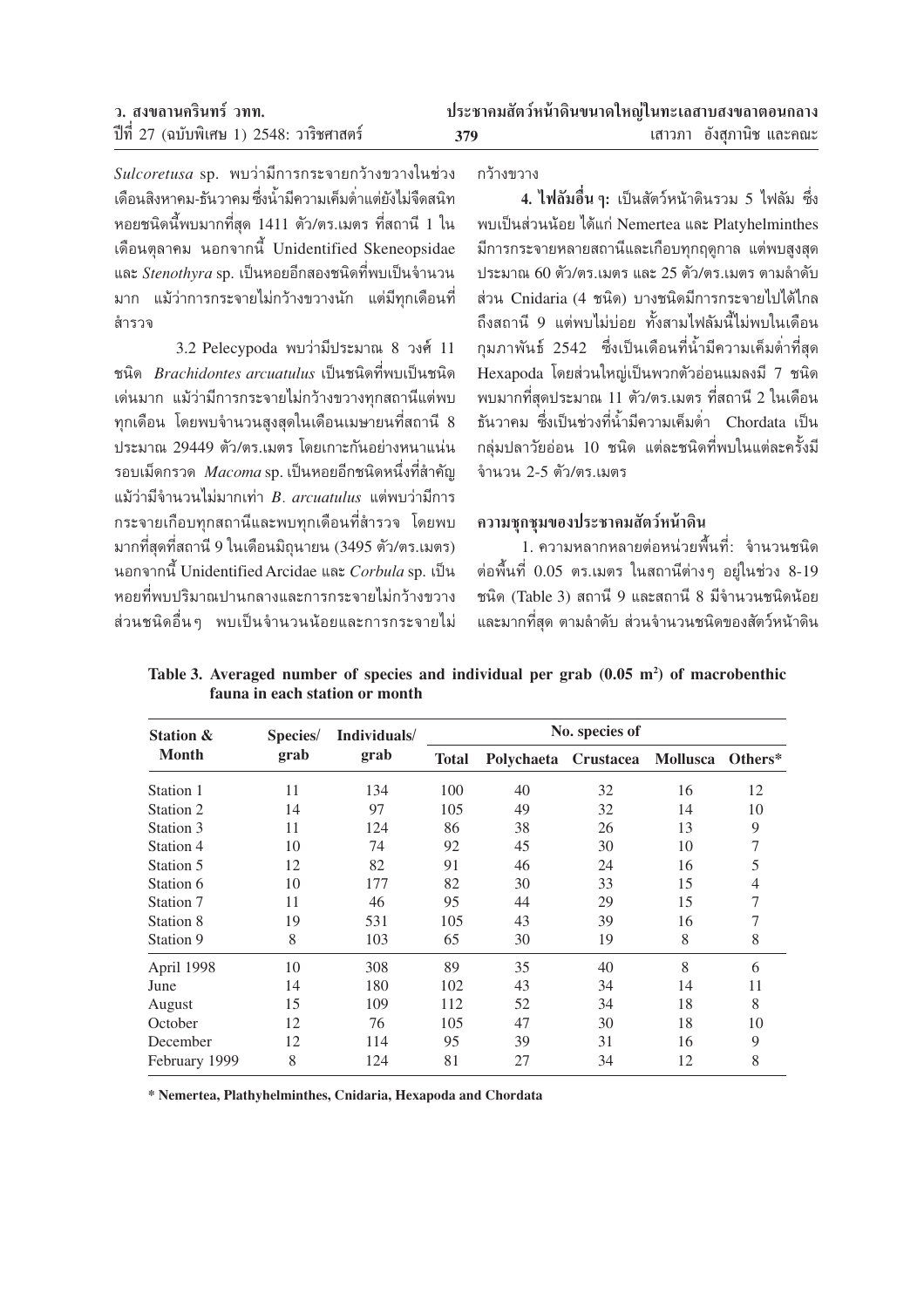*Sulcoretusa* sp. พบว่ามีการกระจายกว้างขวางในช่วงเดือนสิงหาคม-ธันวาคม ซึ่งน้ำมีความเค็มต่ำแต่ยังไม่จืดสนิท หอยชนิดนี้พบมากที่สุด 1411 ตัว/ตร.เมตร ที่สถานี 1 ในเดือนตุลาคม นอกจากนี้ Unidentified Skeneopsidae และ *Stenothyra* sp. เป็นหอยอีกสองชนิดที่พบเป็นจำนวนมาก แม้ว่าการกระจายไม่กว้างขวางนัก แต่มีทุกเดือนที่สำรวจ

3.2 Pelecypoda พบว่ามีประมาณ 8 วงศ์ 11 ชนิด *Brachidontes arcuatulus* เป็นชนิดที่พบเป็นชนิดเด่นมาก แม้ว่ามีการกระจายไม่กว้างขวางทุกสถานีแต่พบทุกเดือน โดยพบจำนวนสูงสุดในเดือนเมษายนที่สถานี 8 ประมาณ 29449 ตัว/ตร.เมตร โดยเกาะกันอย่างหนาแน่นรอบเม็ดกรวด *Macoma* sp. เป็นหอยอีกชนิดหนึ่งที่สำคัญ แม้ว่ามีจำนวนไม่มากเท่า *B. arcuatulus* แต่พบว่ามีการกระจายเกือบทุกสถานีและพบทุกเดือนที่สำรวจ โดยพบมากที่สุดที่สถานี 9 ในเดือนมิถุนายน (3495 ตัว/ตร.เมตร) นอกจากนี้ Unidentified Arcidae และ *Corbula* sp. เป็นหอยที่พบปริมาณปานกลางและการกระจายไม่กว้างขวาง ส่วนชนิดอื่นๆ พบเป็นจำนวนน้อยและการกระจายไม่กว้างขวาง

**4. ไฟลัมอื่นๆ:** เป็นสัตว์หน้าดินรวม 5 ไฟลัม ซึ่งพบเป็นส่วนน้อย ได้แก่ Nemertea และ Platyhelminthes มีการกระจายหลายสถานีและเกือบทุกฤดูกาล แต่พบสูงสุดประมาณ 60 ตัว/ตร.เมตร และ 25 ตัว/ตร.เมตร ตามลำดับ ส่วน Cnidaria (4 ชนิด) บางชนิดมีการกระจายไปได้ไกลถึงสถานี 9 แต่พบไม่บ่อย ทั้งสามไฟลัมนี้ไม่พบในเดือนกุมภาพันธ์ 2542 ซึ่งเป็นเดือนที่น้ำมีความเค็มต่ำที่สุด Hexapoda โดยส่วนใหญ่เป็นพวกตัวอ่อนแมลงมี 7 ชนิด พบมากที่สุดประมาณ 11 ตัว/ตร.เมตร ที่สถานี 2 ในเดือนธันวาคม ซึ่งเป็นช่วงที่น้ำมีความเค็มต่ำ Chordata เป็นกลุ่มปลาวัยอ่อน 10 ชนิด แต่ละชนิดที่พบในแต่ละครั้งมีจำนวน 2-5 ตัว/ตร.เมตร

## ความชุกชุมของประชาคมสัตว์หน้าดิน

1. ความหลากหลายต่อหน่วยพื้นที่: จำนวนชนิดต่อพื้นที่ 0.05 ตร.เมตร ในสถานีต่างๆ อยู่ในช่วง 8-19 ชนิด (Table 3) สถานี 9 และสถานี 8 มีจำนวนชนิดน้อยและมากที่สุด ตามลำดับ ส่วนจำนวนชนิดของสัตว์หน้าดิน

**Table 3. Averaged number of species and individual per grab (0.05 m$^2$) of macrobenthic fauna in each station or month**

| Station & Month | Species/ grab | Individuals/ grab | No. species of | | | | |
|---|---|---|---|---|---|---|---|
| | | | Total | Polychaeta | Crustacea | Mollusca | Others* |
| Station 1 | 11 | 134 | 100 | 40 | 32 | 16 | 12 |
| Station 2 | 14 | 97 | 105 | 49 | 32 | 14 | 10 |
| Station 3 | 11 | 124 | 86 | 38 | 26 | 13 | 9 |
| Station 4 | 10 | 74 | 92 | 45 | 30 | 10 | 7 |
| Station 5 | 12 | 82 | 91 | 46 | 24 | 16 | 5 |
| Station 6 | 10 | 177 | 82 | 30 | 33 | 15 | 4 |
| Station 7 | 11 | 46 | 95 | 44 | 29 | 15 | 7 |
| Station 8 | 19 | 531 | 105 | 43 | 39 | 16 | 7 |
| Station 9 | 8 | 103 | 65 | 30 | 19 | 8 | 8 |
| April 1998 | 10 | 308 | 89 | 35 | 40 | 8 | 6 |
| June | 14 | 180 | 102 | 43 | 34 | 14 | 11 |
| August | 15 | 109 | 112 | 52 | 34 | 18 | 8 |
| October | 12 | 76 | 105 | 47 | 30 | 18 | 10 |
| December | 12 | 114 | 95 | 39 | 31 | 16 | 9 |
| February 1999 | 8 | 124 | 81 | 27 | 34 | 12 | 8 |

**\* Nemertea, Plathyhelminthes, Cnidaria, Hexapoda and Chordata**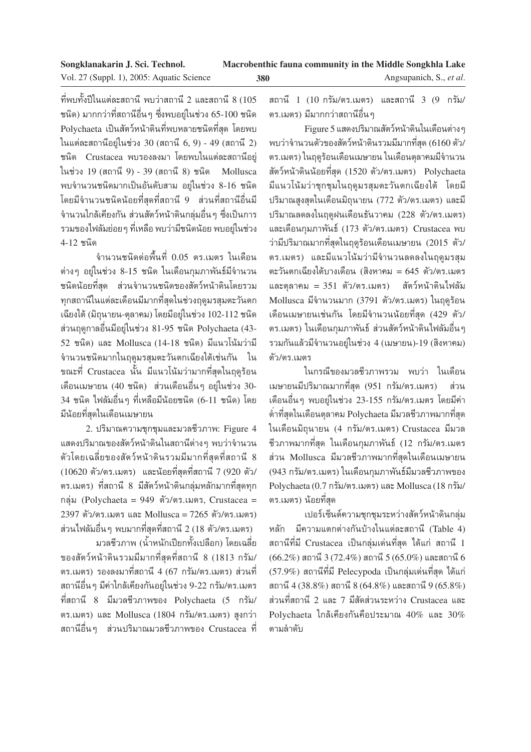ที่พบทั้งปีในแต่ละสถานี พบว่าสถานี 2 และสถานี 8 (105 ชนิด) มากกว่าที่สถานีอื่นๆ ซึ่งพบอยู่ในช่วง 65-100 ชนิด Polychaeta เป็นสัตว์หน้าดินที่พบหลายชนิดที่สุด โดยพบในแต่ละสถานีอยู่ในช่วง 30 (สถานี 6, 9) - 49 (สถานี 2) ชนิด Crustacea พบรองลงมา โดยพบในแต่ละสถานีอยู่ในช่วง 19 (สถานี 9) - 39 (สถานี 8) ชนิด Mollusca พบจำนวนชนิดมากเป็นอันดับสาม อยู่ในช่วง 8-16 ชนิด โดยมีจำนวนชนิดน้อยที่สุดที่สถานี 9 ส่วนที่สถานีอื่นมีจำนวนใกล้เคียงกัน ส่วนสัตว์หน้าดินกลุ่มอื่นๆ ซึ่งเป็นการรวมของไฟลัมย่อยๆ ที่เหลือ พบว่ามีชนิดน้อย พบอยู่ในช่วง 4-12 ชนิด

จำนวนชนิดต่อพื้นที่ 0.05 ตร.เมตร ในเดือนต่างๆ อยู่ในช่วง 8-15 ชนิด ในเดือนกุมภาพันธ์มีจำนวนชนิดน้อยที่สุด ส่วนจำนวนชนิดของสัตว์หน้าดินโดยรวมทุกสถานีในแต่ละเดือนมีมากที่สุดในช่วงฤดูมรสุมตะวันตกเฉียงใต้ (มิถุนายน-ตุลาคม) โดยมีอยู่ในช่วง 102-112 ชนิด ส่วนฤดูกาลอื่นมีอยู่ในช่วง 81-95 ชนิด Polychaeta (43-52 ชนิด) และ Mollusca (14-18 ชนิด) มีแนวโน้มว่ามีจำนวนชนิดมากในฤดูมรสุมตะวันตกเฉียงใต้เช่นกัน ในขณะที่ Crustacea นั้น มีแนวโน้มว่ามากที่สุดในฤดูร้อนเดือนเมษายน (40 ชนิด) ส่วนเดือนอื่นๆ อยู่ในช่วง 30-34 ชนิด ไฟลัมอื่นๆ ที่เหลือมีน้อยชนิด (6-11 ชนิด) โดยมีน้อยที่สุดในเดือนเมษายน

2. ปริมาณความชุกชุมและมวลชีวภาพ: Figure 4 แสดงปริมาณของสัตว์หน้าดินในสถานีต่างๆ พบว่าจำนวนตัวโดยเฉลี่ยของสัตว์หน้าดินรวมมีมากที่สุดที่สถานี 8 (10620 ตัว/ตร.เมตร) และน้อยที่สุดที่สถานี 7 (920 ตัว/ตร.เมตร) ที่สถานี 8 มีสัตว์หน้าดินกลุ่มหลักมากที่สุดทุกกลุ่ม (Polychaeta = 949 ตัว/ตร.เมตร, Crustacea = 2397 ตัว/ตร.เมตร และ Mollusca = 7265 ตัว/ตร.เมตร) ส่วนไฟลัมอื่นๆ พบมากที่สุดที่สถานี 2 (18 ตัว/ตร.เมตร)

มวลชีวภาพ (น้ำหนักเปียกทั้งเปลือก) โดยเฉลี่ยของสัตว์หน้าดินรวมมีมากที่สุดที่สถานี 8 (1813 กรัม/ตร.เมตร) รองลงมาที่สถานี 4 (67 กรัม/ตร.เมตร) ส่วนที่สถานีอื่นๆ มีค่าใกล้เคียงกันอยู่ในช่วง 9-22 กรัม/ตร.เมตร ที่สถานี 8 มีมวลชีวภาพของ Polychaeta (5 กรัม/ตร.เมตร) และ Mollusca (1804 กรัม/ตร.เมตร) สูงกว่าสถานีอื่นๆ ส่วนปริมาณมวลชีวภาพของ Crustacea ที่สถานี 1 (10 กรัม/ตร.เมตร) และสถานี 3 (9 กรัม/ตร.เมตร) มีมากกว่าสถานีอื่นๆ

Figure 5 แสดงปริมาณสัตว์หน้าดินในเดือนต่างๆ พบว่าจำนวนตัวของสัตว์หน้าดินรวมมีมากที่สุด (6160 ตัว/ตร.เมตร) ในฤดูร้อนเดือนเมษายน ในเดือนตุลาคมมีจำนวนสัตว์หน้าดินน้อยที่สุด (1520 ตัว/ตร.เมตร) Polychaeta มีแนวโน้มว่าชุกชุมในฤดูมรสุมตะวันตกเฉียงใต้ โดยมีปริมาณสูงสุดในเดือนมิถุนายน (772 ตัว/ตร.เมตร) และมีปริมาณลดลงในฤดูฝนเดือนธันวาคม (228 ตัว/ตร.เมตร) และเดือนกุมภาพันธ์ (173 ตัว/ตร.เมตร) Crustacea พบว่ามีปริมาณมากที่สุดในฤดูร้อนเดือนเมษายน (2015 ตัว/ตร.เมตร) และมีแนวโน้มว่ามีจำนวนลดลงในฤดูมรสุมตะวันตกเฉียงใต้บางเดือน (สิงหาคม = 645 ตัว/ตร.เมตร และตุลาคม = 351 ตัว/ตร.เมตร) สัตว์หน้าดินไฟลัม Mollusca มีจำนวนมาก (3791 ตัว/ตร.เมตร) ในฤดูร้อนเดือนเมษายนเช่นกัน โดยมีจำนวนน้อยที่สุด (429 ตัว/ตร.เมตร) ในเดือนกุมภาพันธ์ ส่วนสัตว์หน้าดินไฟลัมอื่นๆ รวมกันแล้วมีจำนวนอยู่ในช่วง 4 (เมษายน)-19 (สิงหาคม) ตัว/ตร.เมตร

ในกรณีของมวลชีวภาพรวม พบว่า ในเดือนเมษายนมีปริมาณมากที่สุด (951 กรัม/ตร.เมตร) ส่วนเดือนอื่นๆ พบอยู่ในช่วง 23-155 กรัม/ตร.เมตร โดยมีค่าต่ำที่สุดในเดือนตุลาคม Polychaeta มีมวลชีวภาพมากที่สุดในเดือนมิถุนายน (4 กรัม/ตร.เมตร) Crustacea มีมวลชีวภาพมากที่สุด ในเดือนกุมภาพันธ์ (12 กรัม/ตร.เมตร ส่วน Mollusca มีมวลชีวภาพมากที่สุดในเดือนเมษายน (943 กรัม/ตร.เมตร) ในเดือนกุมภาพันธ์มีมวลชีวภาพของ Polychaeta (0.7 กรัม/ตร.เมตร) และ Mollusca (18 กรัม/ตร.เมตร) น้อยที่สุด

เปอร์เซ็นต์ความชุกชุมระหว่างสัตว์หน้าดินกลุ่มหลัก มีความแตกต่างกันบ้างในแต่ละสถานี (Table 4) สถานีที่มี Crustacea เป็นกลุ่มเด่นที่สุด ได้แก่ สถานี 1 (66.2%) สถานี 3 (72.4%) สถานี 5 (65.0%) และสถานี 6 (57.9%) สถานีที่มี Pelecypoda เป็นกลุ่มเด่นที่สุด ได้แก่ สถานี 4 (38.8%) สถานี 8 (64.8%) และสถานี 9 (65.8%) ส่วนที่สถานี 2 และ 7 มีสัดส่วนระหว่าง Crustacea และ Polychaeta ใกล้เคียงกันคือประมาณ 40% และ 30% ตามลำดับ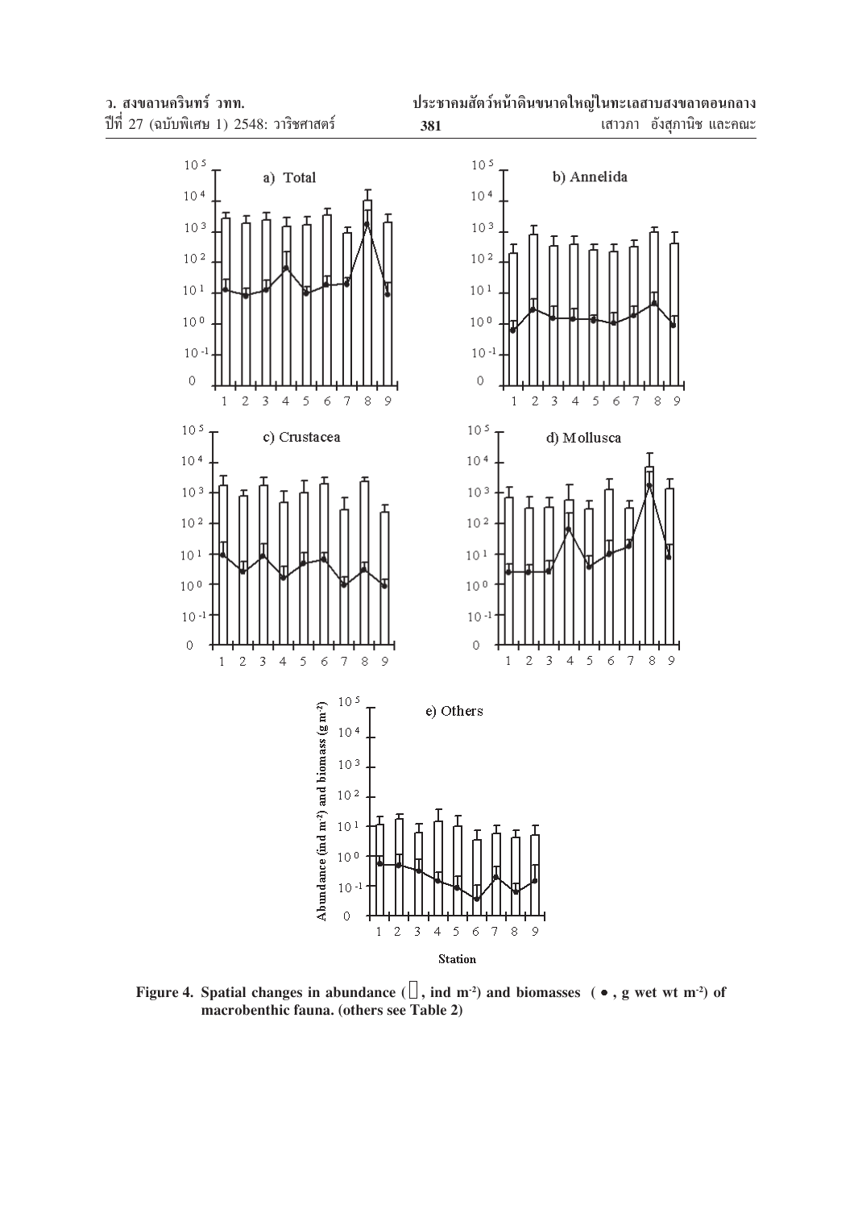Figure 4. Spatial changes in abundance (□, ind m$^{-2}$) and biomasses (•, g wet wt m$^{-2}$) of macrobenthic fauna. (others see Table 2)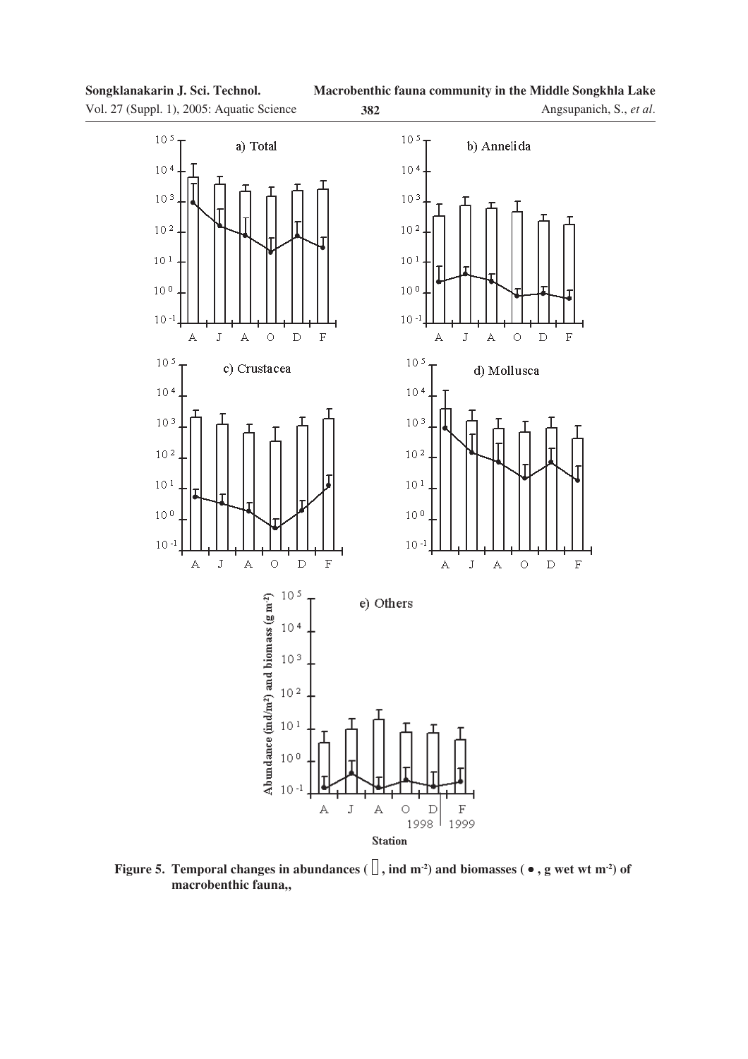Figure 5. Temporal changes in abundances ( ▯, ind m$^{-2}$) and biomasses ( • , g wet wt m$^{-2}$) of macrobenthic fauna,,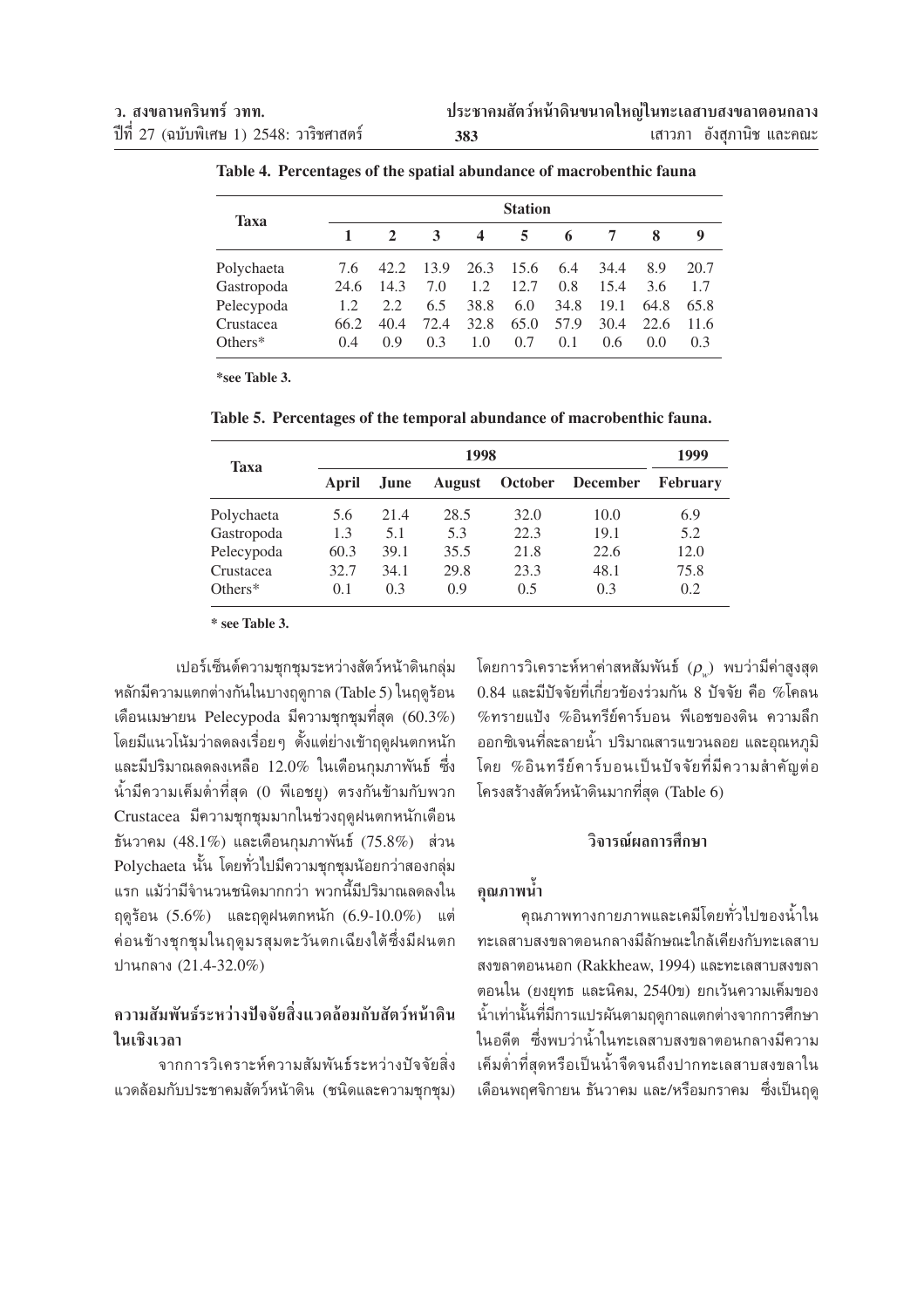**Table 4. Percentages of the spatial abundance of macrobenthic fauna**

| Taxa | Station | | | | | | | | |
|---|---|---|---|---|---|---|---|---|---|
| | 1 | 2 | 3 | 4 | 5 | 6 | 7 | 8 | 9 |
| Polychaeta | 7.6 | 42.2 | 13.9 | 26.3 | 15.6 | 6.4 | 34.4 | 8.9 | 20.7 |
| Gastropoda | 24.6 | 14.3 | 7.0 | 1.2 | 12.7 | 0.8 | 15.4 | 3.6 | 1.7 |
| Pelecypoda | 1.2 | 2.2 | 6.5 | 38.8 | 6.0 | 34.8 | 19.1 | 64.8 | 65.8 |
| Crustacea | 66.2 | 40.4 | 72.4 | 32.8 | 65.0 | 57.9 | 30.4 | 22.6 | 11.6 |
| Others* | 0.4 | 0.9 | 0.3 | 1.0 | 0.7 | 0.1 | 0.6 | 0.0 | 0.3 |

*see Table 3.

**Table 5. Percentages of the temporal abundance of macrobenthic fauna.**

| Taxa | 1998 | | | | | 1999 |
|---|---|---|---|---|---|---|
| | April | June | August | October | December | February |
| Polychaeta | 5.6 | 21.4 | 28.5 | 32.0 | 10.0 | 6.9 |
| Gastropoda | 1.3 | 5.1 | 5.3 | 22.3 | 19.1 | 5.2 |
| Pelecypoda | 60.3 | 39.1 | 35.5 | 21.8 | 22.6 | 12.0 |
| Crustacea | 32.7 | 34.1 | 29.8 | 23.3 | 48.1 | 75.8 |
| Others* | 0.1 | 0.3 | 0.9 | 0.5 | 0.3 | 0.2 |

* see Table 3.

เปอร์เซ็นต์ความชุกชุมระหว่างสัตว์หน้าดินกลุ่มหลักมีความแตกต่างกันในบางฤดูกาล (Table 5) ในฤดูร้อนเดือนเมษายน Pelecypoda มีความชุกชุมที่สุด (60.3%) โดยมีแนวโน้มว่าลดลงเรื่อยๆ ตั้งแต่ย่างเข้าฤดูฝนตกหนักและมีปริมาณลดลงเหลือ 12.0% ในเดือนกุมภาพันธ์ ซึ่งน้ำมีความเค็มต่ำที่สุด (0 พีเอชยู) ตรงกันข้ามกับพวก Crustacea มีความชุกชุมมากในช่วงฤดูฝนตกหนักเดือนธันวาคม (48.1%) และเดือนกุมภาพันธ์ (75.8%) ส่วน Polychaeta นั้น โดยทั่วไปมีความชุกชุมน้อยกว่าสองกลุ่มแรก แม้ว่ามีจำนวนชนิดมากกว่า พวกนี้มีปริมาณลดลงในฤดูร้อน (5.6%) และฤดูฝนตกหนัก (6.9-10.0%) แต่ค่อนข้างชุกชุมในฤดูมรสุมตะวันตกเฉียงใต้ซึ่งมีฝนตกปานกลาง (21.4-32.0%)

## ความสัมพันธ์ระหว่างปัจจัยสิ่งแวดล้อมกับสัตว์หน้าดินในเชิงเวลา

จากการวิเคราะห์ความสัมพันธ์ระหว่างปัจจัยสิ่งแวดล้อมกับประชาคมสัตว์หน้าดิน (ชนิดและความชุกชุม) โดยการวิเคราะห์หาค่าสหสัมพันธ์ ($\rho_w$) พบว่ามีค่าสูงสุด 0.84 และมีปัจจัยที่เกี่ยวข้องร่วมกัน 8 ปัจจัย คือ %โคลน %ทรายแป้ง %อินทรีย์คาร์บอน พีเอชของดิน ความลึก ออกซิเจนที่ละลายน้ำ ปริมาณสารแขวนลอย และอุณหภูมิ โดย %อินทรีย์คาร์บอนเป็นปัจจัยที่มีความสำคัญต่อโครงสร้างสัตว์หน้าดินมากที่สุด (Table 6)

## วิจารณ์ผลการศึกษา

### คุณภาพน้ำ

คุณภาพทางกายภาพและเคมีโดยทั่วไปของน้ำในทะเลสาบสงขลาตอนกลางมีลักษณะใกล้เคียงกับทะเลสาบสงขลาตอนนอก (Rakkheaw, 1994) และทะเลสาบสงขลาตอนใน (ยงยุทธ และนิคม, 2540ข) ยกเว้นความเค็มของน้ำเท่านั้นที่มีการแปรผันตามฤดูกาลแตกต่างจากการศึกษาในอดีต ซึ่งพบว่าน้ำในทะเลสาบสงขลาตอนกลางมีความเค็มต่ำที่สุดหรือเป็นน้ำจืดจนถึงปากทะเลสาบสงขลาในเดือนพฤศจิกายน ธันวาคม และ/หรือมกราคม ซึ่งเป็นฤดู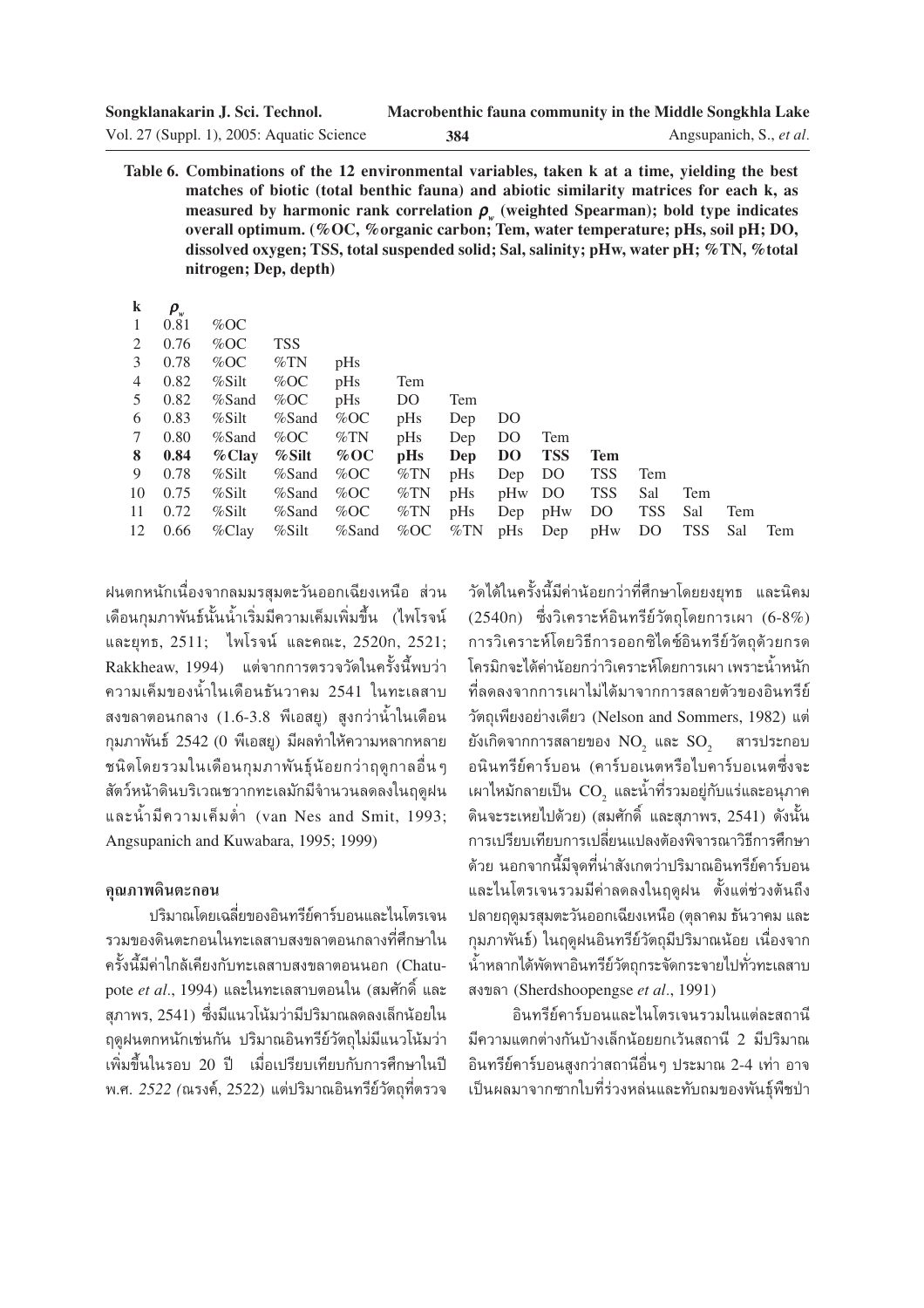**Table 6. Combinations of the 12 environmental variables, taken k at a time, yielding the best matches of biotic (total benthic fauna) and abiotic similarity matrices for each k, as measured by harmonic rank correlation $\rho_w$ (weighted Spearman); bold type indicates overall optimum. (%OC, %organic carbon; Tem, water temperature; pHs, soil pH; DO, dissolved oxygen; TSS, total suspended solid; Sal, salinity; pHw, water pH; %TN, %total nitrogen; Dep, depth)**

| k | $\rho_w$ | | | | | | | | | | | | |
|---|---|---|---|---|---|---|---|---|---|---|---|---|---|
| 1 | 0.81 | %OC | | | | | | | | | | | |
| 2 | 0.76 | %OC | TSS | | | | | | | | | | |
| 3 | 0.78 | %OC | %TN | pHs | | | | | | | | | |
| 4 | 0.82 | %Silt | %OC | pHs | Tem | | | | | | | | |
| 5 | 0.82 | %Sand | %OC | pHs | DO | Tem | | | | | | | |
| 6 | 0.83 | %Silt | %Sand | %OC | pHs | Dep | DO | | | | | | |
| 7 | 0.80 | %Sand | %OC | %TN | pHs | Dep | DO | Tem | | | | | |
| **8** | **0.84** | **%Clay** | **%Silt** | **%OC** | **pHs** | **Dep** | **DO** | **TSS** | **Tem** | | | | |
| 9 | 0.78 | %Silt | %Sand | %OC | %TN | pHs | Dep | DO | TSS | Tem | | | |
| 10 | 0.75 | %Silt | %Sand | %OC | %TN | pHs | pHw | DO | TSS | Sal | Tem | | |
| 11 | 0.72 | %Silt | %Sand | %OC | %TN | pHs | Dep | pHw | DO | TSS | Sal | Tem | |
| 12 | 0.66 | %Clay | %Silt | %Sand | %OC | %TN | pHs | Dep | pHw | DO | TSS | Sal | Tem |

ฝนตกหนักเนื่องจากลมมรสุมตะวันออกเฉียงเหนือ ส่วนเดือนกุมภาพันธ์นั้นน้ำเริ่มมีความเค็มเพิ่มขึ้น (ไพโรจน์ และยุทธ, 2511; ไพโรจน์ และคณะ, 2520ก, 2521; Rakkheaw, 1994) แต่จากการตรวจวัดในครั้งนี้พบว่าความเค็มของน้ำในเดือนธันวาคม 2541 ในทะเลสาบสงขลาตอนกลาง (1.6-3.8 พีเอสยู) สูงกว่าน้ำในเดือนกุมภาพันธ์ 2542 (0 พีเอสยู) มีผลทำให้ความหลากหลายชนิดโดยรวมในเดือนกุมภาพันธ์น้อยกว่าฤดูกาลอื่นๆ สัตว์หน้าดินบริเวณชวากทะเลมักมีจำนวนลดลงในฤดูฝนและน้ำมีความเค็มต่ำ (van Nes and Smit, 1993; Angsupanich and Kuwabara, 1995; 1999)

#### คุณภาพดินตะกอน

ปริมาณโดยเฉลี่ยของอินทรีย์คาร์บอนและไนโตรเจนรวมของดินตะกอนในทะเลสาบสงขลาตอนกลางที่ศึกษาในครั้งนี้มีค่าใกล้เคียงกับทะเลสาบสงขลาตอนนอก (Chatupote *et al*., 1994) และในทะเลสาบตอนใน (สมศักดิ์ และสุภาพร, 2541) ซึ่งมีแนวโน้มว่ามีปริมาณลดลงเล็กน้อยในฤดูฝนตกหนักเช่นกัน ปริมาณอินทรีย์วัตถุไม่มีแนวโน้มว่าเพิ่มขึ้นในรอบ 20 ปี เมื่อเปรียบเทียบกับการศึกษาในปี พ.ศ. *2522 (*ณรงค์, 2522) แต่ปริมาณอินทรีย์วัตถุที่ตรวจวัดได้ในครั้งนี้มีค่าน้อยกว่าที่ศึกษาโดยยงยุทธ และนิคม (2540ก) ซึ่งวิเคราะห์อินทรีย์วัตถุโดยการเผา (6-8%) การวิเคราะห์โดยวิธีการออกซิไดซ์อินทรีย์วัตถุด้วยกรดโครมิกจะได้ค่าน้อยกว่าวิเคราะห์โดยการเผา เพราะน้ำหนักที่ลดลงจากการเผาไม่ได้มาจากการสลายตัวของอินทรีย์วัตถุเพียงอย่างเดียว (Nelson and Sommers, 1982) แต่ยังเกิดจากการสลายของ $NO_2$ และ $SO_2$ สารประกอบอนินทรีย์คาร์บอน (คาร์บอเนตหรือไบคาร์บอเนตซึ่งจะเผาไหม้กลายเป็น $CO_2$ และน้ำที่รวมอยู่กับแร่และอนุภาคดินจะระเหยไปด้วย) (สมศักดิ์ และสุภาพร, 2541) ดังนั้นการเปรียบเทียบการเปลี่ยนแปลงต้องพิจารณาวิธีการศึกษาด้วย นอกจากนี้มีจุดที่น่าสังเกตว่าปริมาณอินทรีย์คาร์บอนและไนโตรเจนรวมมีค่าลดลงในฤดูฝน ตั้งแต่ช่วงต้นถึงปลายฤดูมรสุมตะวันออกเฉียงเหนือ (ตุลาคม ธันวาคม และกุมภาพันธ์) ในฤดูฝนอินทรีย์วัตถุมีปริมาณน้อย เนื่องจากน้ำหลากได้พัดพาอินทรีย์วัตถุกระจัดกระจายไปทั่วทะเลสาบสงขลา (Sherdshoopengse *et al*., 1991)

อินทรีย์คาร์บอนและไนโตรเจนรวมในแต่ละสถานีมีความแตกต่างกันบ้างเล็กน้อยยกเว้นสถานี 2 มีปริมาณอินทรีย์คาร์บอนสูงกว่าสถานีอื่นๆ ประมาณ 2-4 เท่า อาจเป็นผลมาจากซากใบที่ร่วงหล่นและทับถมของพันธุ์พืชป่า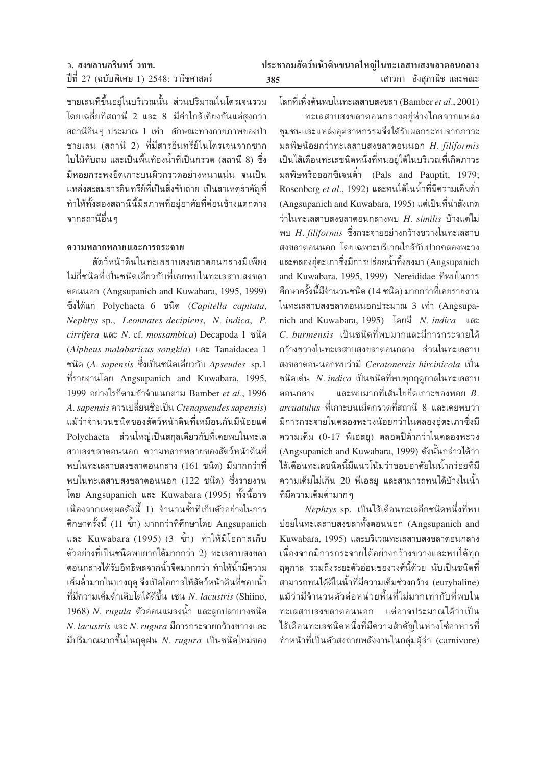ชายเลนที่ขึ้นอยู่ในบริเวณนั้น ส่วนปริมาณไนโตรเจนรวมโดยเฉลี่ยที่สถานี 2 และ 8 มีค่าใกล้เคียงกันแต่สูงกว่าสถานีอื่นๆ ประมาณ 1 เท่า ลักษณะทางกายภาพของป่าชายเลน (สถานี 2) ที่มีสารอินทรีย์ไนโตรเจนจากซากใบไม้ทับถม และเป็นพื้นท้องน้ำที่เป็นกรวด (สถานี 8) ซึ่งมีหอยกระพงยึดเกาะบนผิวกรวดอย่างหนาแน่น จนเป็นแหล่งสะสมสารอินทรีย์ที่เป็นสิ่งขับถ่าย เป็นสาเหตุสำคัญที่ทำให้ทั้งสองสถานีนี้มีสภาพที่อยู่อาศัยที่ค่อนข้างแตกต่างจากสถานีอื่นๆ

### ความหลากหลายและการกระจาย

สัตว์หน้าดินในทะเลสาบสงขลาตอนกลางมีเพียงไม่กี่ชนิดที่เป็นชนิดเดียวกับที่เคยพบในทะเลสาบสงขลาตอนนอก (Angsupanich and Kuwabara, 1995, 1999) ซึ่งได้แก่ Polychaeta 6 ชนิด (*Capitella capitata*, *Nephtys* sp., *Leonnates decipiens*, *N. indica*, *P. cirrifera* และ *N.* cf. *mossambica*) Decapoda 1 ชนิด (*Alpheus malabaricus songkla*) และ Tanaidacea 1 ชนิด (*A. sapensis* ซึ่งเป็นชนิดเดียวกับ *Apseudes* sp.1 ที่รายงานโดย Angsupanich and Kuwabara, 1995, 1999 อย่างไรก็ตามถ้าจำแนกตาม Bamber *et al*., 1996 *A. sapensis* ควรเปลี่ยนชื่อเป็น *Ctenapseudes sapensis*) แม้ว่าจำนวนชนิดของสัตว์หน้าดินที่เหมือนกันมีน้อยแต่ Polychaeta ส่วนใหญ่เป็นสกุลเดียวกับที่เคยพบในทะเลสาบสงขลาตอนนอก ความหลากหลายของสัตว์หน้าดินที่พบในทะเลสาบสงขลาตอนกลาง (161 ชนิด) มีมากกว่าที่พบในทะเลสาบสงขลาตอนนอก (122 ชนิด) ซึ่งรายงานโดย Angsupanich และ Kuwabara (1995) ทั้งนี้อาจเนื่องจากเหตุผลดังนี้ 1) จำนวนซ้ำที่เก็บตัวอย่างในการศึกษาครั้งนี้ (11 ซ้ำ) มากกว่าที่ศึกษาโดย Angsupanich และ Kuwabara (1995) (3 ซ้ำ) ทำให้มีโอกาสเก็บตัวอย่างที่เป็นชนิดพบยากได้มากกว่า 2) ทะเลสาบสงขลาตอนกลางได้รับอิทธิพลจากน้ำจืดมากกว่า ทำให้น้ำมีความเค็มต่ำมากในบางฤดู จึงเปิดโอกาสให้สัตว์หน้าดินที่ชอบน้ำที่มีความเค็มต่ำเติบโตได้ดีขึ้น เช่น *N. lacustris* (Shiino, 1968) *N. rugula* ตัวอ่อนแมลงน้ำ และลูกปลาบางชนิด *N. lacustris* และ *N. rugura* มีการกระจายกว้างขวางและมีปริมาณมากขึ้นในฤดูฝน *N. rugura* เป็นชนิดใหม่ของโลกที่เพิ่งค้นพบในทะเลสาบสงขลา (Bamber *et al*., 2001)

ทะเลสาบสงขลาตอนกลางอยู่ห่างไกลจากแหล่งชุมชนและแหล่งอุตสาหกรรมจึงได้รับผลกระทบจากภาวะมลพิษน้อยกว่าทะเลสาบสงขลาตอนนอก *H. filiformis* เป็นไส้เดือนทะเลชนิดหนึ่งที่ทนอยู่ได้ในบริเวณที่เกิดภาวะมลพิษหรือออกซิเจนต่ำ (Pals and Pauptit, 1979; Rosenberg *et al*., 1992) และทนได้ในน้ำที่มีความเค็มต่ำ (Angsupanich and Kuwabara, 1995) แต่เป็นที่น่าสังเกตว่าในทะเลสาบสงขลาตอนกลางพบ *H. similis* บ้างแต่ไม่พบ *H. filiformis* ซึ่งกระจายอย่างกว้างขวางในทะเลสาบสงขลาตอนนอก โดยเฉพาะบริเวณใกล้กับปากคลองพะวงและคลองอู่ตะเภาซึ่งมีการปล่อยน้ำทิ้งลงมา (Angsupanich and Kuwabara, 1995, 1999) Nereididae ที่พบในการศึกษาครั้งนี้มีจำนวนชนิด (14 ชนิด) มากกว่าที่เคยรายงานในทะเลสาบสงขลาตอนนอกประมาณ 3 เท่า (Angsupanich and Kuwabara, 1995) โดยมี *N. indica* และ *C. burmensis* เป็นชนิดที่พบมากและมีการกระจายได้กว้างขวางในทะเลสาบสงขลาตอนกลาง ส่วนในทะเลสาบสงขลาตอนนอกพบว่ามี *Ceratonereis hircinicola* เป็นชนิดเด่น *N. indica* เป็นชนิดที่พบทุกฤดูกาลในทะเลสาบตอนกลาง และพบมากที่เส้นใยยึดเกาะของหอย *B. arcuatulus* ที่เกาะบนเม็ดกรวดที่สถานี 8 และเคยพบว่ามีการกระจายในคลองพะวงน้อยกว่าในคลองอู่ตะเภาซึ่งมีความเค็ม (0-17 พีเอสยู) ตลอดปีต่ำกว่าในคลองพะวง (Angsupanich and Kuwabara, 1999) ดังนั้นกล่าวได้ว่าไส้เดือนทะเลชนิดนี้มีแนวโน้มว่าชอบอาศัยในน้ำกร่อยที่มีความเค็มไม่เกิน 20 พีเอสยู และสามารถทนได้บ้างในน้ำที่มีความเค็มต่ำมากๆ

*Nephtys* sp. เป็นไส้เดือนทะเลอีกชนิดหนึ่งที่พบบ่อยในทะเลสาบสงขลาทั้งตอนนอก (Angsupanich and Kuwabara, 1995) และบริเวณทะเลสาบสงขลาตอนกลาง เนื่องจากมีการกระจายได้อย่างกว้างขวางและพบได้ทุกฤดูกาล รวมถึงระยะตัวอ่อนของวงศ์นี้ด้วย นับเป็นชนิดที่สามารถทนได้ดีในน้ำที่มีความเค็มช่วงกว้าง (euryhaline) แม้ว่ามีจำนวนตัวต่อหน่วยพื้นที่ไม่มากเท่ากับที่พบในทะเลสาบสงขลาตอนนอก แต่อาจประมาณได้ว่าเป็นไส้เดือนทะเลชนิดหนึ่งที่มีความสำคัญในห่วงโซ่อาหารที่ทำหน้าที่เป็นตัวส่งถ่ายพลังงานในกลุ่มผู้ล่า (carnivore)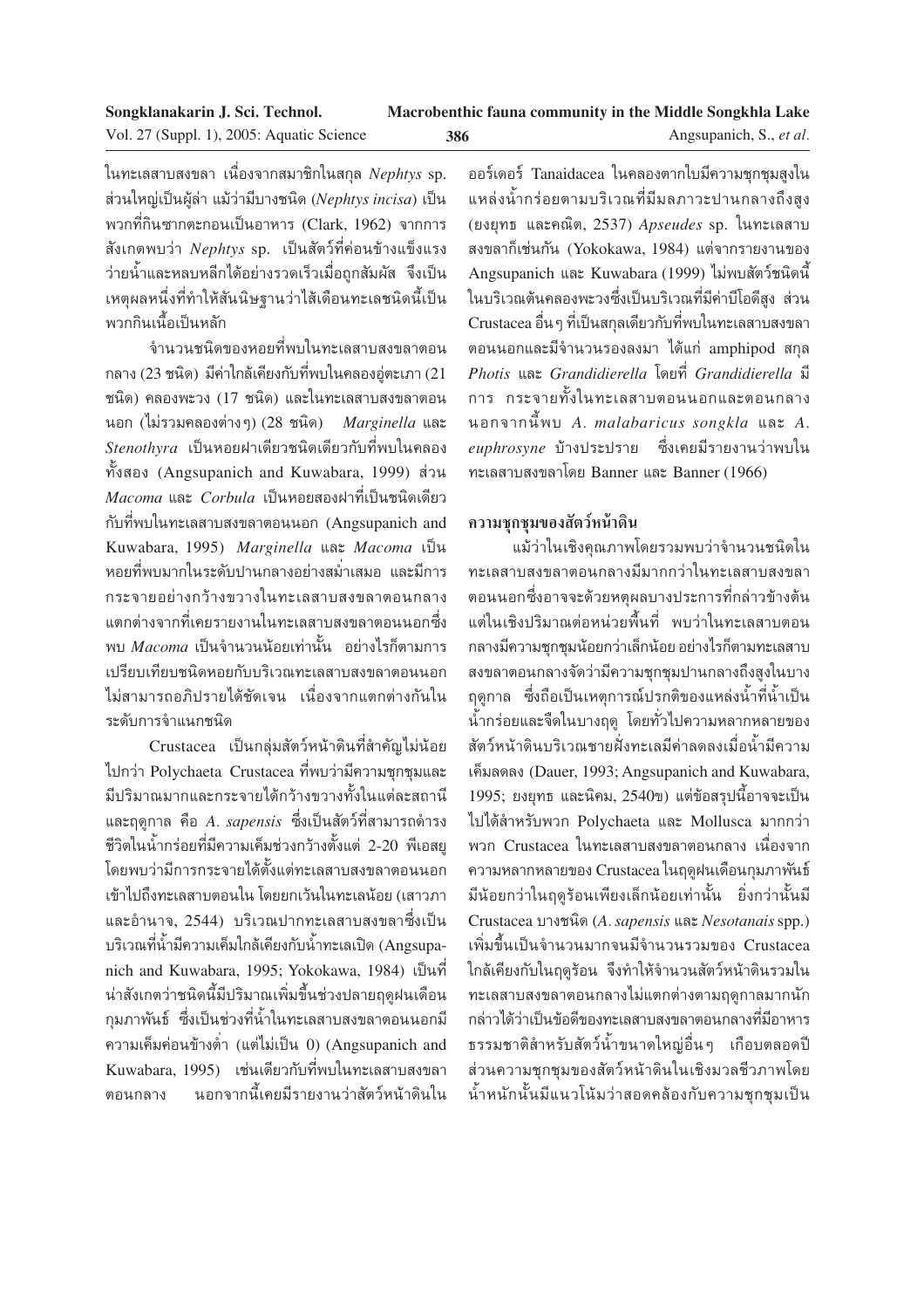ในทะเลสาบสงขลา เนื่องจากสมาชิกในสกุล *Nephtys* sp. ส่วนใหญ่เป็นผู้ล่า แม้ว่ามีบางชนิด (*Nephtys incisa*) เป็นพวกที่กินซากตะกอนเป็นอาหาร (Clark, 1962) จากการสังเกตพบว่า *Nephtys* sp. เป็นสัตว์ที่ค่อนข้างแข็งแรง ว่ายน้ำและหลบหลีกได้อย่างรวดเร็วเมื่อถูกสัมผัส จึงเป็นเหตุผลหนึ่งที่ทำให้สันนิษฐานว่าไส้เดือนทะเลชนิดนี้เป็นพวกกินเนื้อเป็นหลัก

จำนวนชนิดของหอยที่พบในทะเลสาบสงขลาตอนกลาง (23 ชนิด) มีค่าใกล้เคียงกับที่พบในคลองอู่ตะเภา (21 ชนิด) คลองพะวง (17 ชนิด) และในทะเลสาบสงขลาตอนนอก (ไม่รวมคลองต่างๆ) (28 ชนิด) *Marginella* และ *Stenothyra* เป็นหอยฝาเดียวชนิดเดียวกับที่พบในคลองทั้งสอง (Angsupanich and Kuwabara, 1999) ส่วน *Macoma* และ *Corbula* เป็นหอยสองฝาที่เป็นชนิดเดียวกับที่พบในทะเลสาบสงขลาตอนนอก (Angsupanich and Kuwabara, 1995) *Marginella* และ *Macoma* เป็นหอยที่พบมากในระดับปานกลางอย่างสม่ำเสมอ และมีการกระจายอย่างกว้างขวางในทะเลสาบสงขลาตอนกลาง แตกต่างจากที่เคยรายงานในทะเลสาบสงขลาตอนนอกซึ่งพบ *Macoma* เป็นจำนวนน้อยเท่านั้น อย่างไรก็ตามการเปรียบเทียบชนิดหอยกับบริเวณทะเลสาบสงขลาตอนนอกไม่สามารถอภิปรายได้ชัดเจน เนื่องจากแตกต่างกันในระดับการจำแนกชนิด

Crustacea เป็นกลุ่มสัตว์หน้าดินที่สำคัญไม่น้อยไปกว่า Polychaeta Crustacea ที่พบว่ามีความชุกชุมและมีปริมาณมากและกระจายได้กว้างขวางทั้งในแต่ละสถานีและฤดูกาล คือ *A. sapensis* ซึ่งเป็นสัตว์ที่สามารถดำรงชีวิตในน้ำกร่อยที่มีความเค็มช่วงกว้างตั้งแต่ 2-20 พีเอสยู โดยพบว่ามีการกระจายได้ตั้งแต่ทะเลสาบสงขลาตอนนอกเข้าไปถึงทะเลสาบตอนใน โดยยกเว้นในทะเลน้อย (เสาวภา และอำนาจ, 2544) บริเวณปากทะเลสาบสงขลาซึ่งเป็นบริเวณที่น้ำมีความเค็มใกล้เคียงกับน้ำทะเลเปิด (Angsupanich and Kuwabara, 1995; Yokokawa, 1984) เป็นที่น่าสังเกตว่าชนิดนี้มีปริมาณเพิ่มขึ้นช่วงปลายฤดูฝนเดือนกุมภาพันธ์ ซึ่งเป็นช่วงที่น้ำในทะเลสาบสงขลาตอนนอกมีความเค็มค่อนข้างต่ำ (แต่ไม่เป็น 0) (Angsupanich and Kuwabara, 1995) เช่นเดียวกับที่พบในทะเลสาบสงขลาตอนกลาง นอกจากนี้เคยมีรายงานว่าสัตว์หน้าดินในออร์เดอร์ Tanaidacea ในคลองตากใบมีความชุกชุมสูงในแหล่งน้ำกร่อยตามบริเวณที่มีมลภาวะปานกลางถึงสูง (ยงยุทธ และคณิต, 2537) *Apseudes* sp. ในทะเลสาบสงขลาก็เช่นกัน (Yokokawa, 1984) แต่จากรายงานของ Angsupanich และ Kuwabara (1999) ไม่พบสัตว์ชนิดนี้ในบริเวณต้นคลองพะวงซึ่งเป็นบริเวณที่มีค่าบีโอดีสูง ส่วน Crustacea อื่นๆ ที่เป็นสกุลเดียวกับที่พบในทะเลสาบสงขลาตอนนอกและมีจำนวนรองลงมา ได้แก่ amphipod สกุล *Photis* และ *Grandidierella* โดยที่ *Grandidierella* มีการกระจายทั้งในทะเลสาบตอนนอกและตอนกลาง นอกจากนี้พบ *A. malabaricus songkla* และ *A. euphrosyne* บ้างประปราย ซึ่งเคยมีรายงานว่าพบในทะเลสาบสงขลาโดย Banner และ Banner (1966)

## ความชุกชุมของสัตว์หน้าดิน

แม้ว่าในเชิงคุณภาพโดยรวมพบว่าจำนวนชนิดในทะเลสาบสงขลาตอนกลางมีมากกว่าในทะเลสาบสงขลาตอนนอกซึ่งอาจจะด้วยเหตุผลบางประการที่กล่าวข้างต้น แต่ในเชิงปริมาณต่อหน่วยพื้นที่ พบว่าในทะเลสาบตอนกลางมีความชุกชุมน้อยกว่าเล็กน้อย อย่างไรก็ตามทะเลสาบสงขลาตอนกลางจัดว่ามีความชุกชุมปานกลางถึงสูงในบางฤดูกาล ซึ่งถือเป็นเหตุการณ์ปรกติของแหล่งน้ำที่น้ำเป็นน้ำกร่อยและจืดในบางฤดู โดยทั่วไปความหลากหลายของสัตว์หน้าดินบริเวณชายฝั่งทะเลมีค่าลดลงเมื่อน้ำมีความเค็มลดลง (Dauer, 1993; Angsupanich and Kuwabara, 1995; ยงยุทธ และนิคม, 2540ข) แต่ข้อสรุปนี้อาจจะเป็นไปได้สำหรับพวก Polychaeta และ Mollusca มากกว่าพวก Crustacea ในทะเลสาบสงขลาตอนกลาง เนื่องจากความหลากหลายของ Crustacea ในฤดูฝนเดือนกุมภาพันธ์มีน้อยกว่าในฤดูร้อนเพียงเล็กน้อยเท่านั้น ยิ่งกว่านั้นมี Crustacea บางชนิด (*A. sapensis* และ *Nesotanais* spp.) เพิ่มขึ้นเป็นจำนวนมากจนมีจำนวนรวมของ Crustacea ใกล้เคียงกับในฤดูร้อน จึงทำให้จำนวนสัตว์หน้าดินรวมในทะเลสาบสงขลาตอนกลางไม่แตกต่างตามฤดูกาลมากนัก กล่าวได้ว่าเป็นข้อดีของทะเลสาบสงขลาตอนกลางที่มีอาหารธรรมชาติสำหรับสัตว์น้ำขนาดใหญ่อื่นๆ เกือบตลอดปี ส่วนความชุกชุมของสัตว์หน้าดินในเชิงมวลชีวภาพโดยน้ำหนักนั้นมีแนวโน้มว่าสอดคล้องกับความชุกชุมเป็น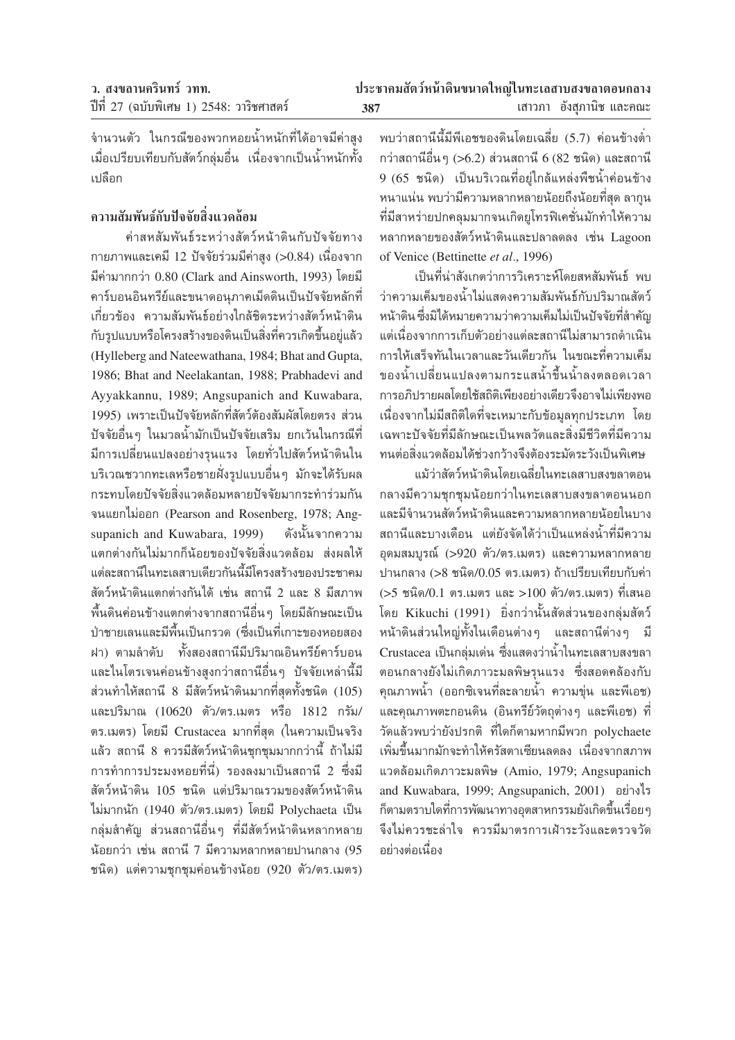จำนวนตัว ในกรณีของพวกหอยน้ำหนักที่ได้อาจมีค่าสูง เมื่อเปรียบเทียบกับสัตว์กลุ่มอื่น เนื่องจากเป็นน้ำหนักทั้งเปลือก

## ความสัมพันธ์กับปัจจัยสิ่งแวดล้อม

ค่าสหสัมพันธ์ระหว่างสัตว์หน้าดินกับปัจจัยทางกายภาพและเคมี 12 ปัจจัยร่วมมีค่าสูง (>0.84) เนื่องจากมีค่ามากกว่า 0.80 (Clark and Ainsworth, 1993) โดยมีคาร์บอนอินทรีย์และขนาดอนุภาคเม็ดดินเป็นปัจจัยหลักที่เกี่ยวข้อง ความสัมพันธ์อย่างใกล้ชิดระหว่างสัตว์หน้าดินกับรูปแบบหรือโครงสร้างของดินเป็นสิ่งที่ควรเกิดขึ้นอยู่แล้ว (Hylleberg and Nateewathana, 1984; Bhat and Gupta, 1986; Bhat and Neelakantan, 1988; Prabhadevi and Ayyakkannu, 1989; Angsupanich and Kuwabara, 1995) เพราะเป็นปัจจัยหลักที่สัตว์ต้องสัมผัสโดยตรง ส่วนปัจจัยอื่นๆ ในมวลน้ำมักเป็นปัจจัยเสริม ยกเว้นในกรณีที่มีการเปลี่ยนแปลงอย่างรุนแรง โดยทั่วไปสัตว์หน้าดินในบริเวณชวากทะเลหรือชายฝั่งรูปแบบอื่นๆ มักจะได้รับผลกระทบโดยปัจจัยสิ่งแวดล้อมหลายปัจจัยมากระทำร่วมกันจนแยกไม่ออก (Pearson and Rosenberg, 1978; Angsupanich and Kuwabara, 1999) ดังนั้นจากความแตกต่างกันไม่มากก็น้อยของปัจจัยสิ่งแวดล้อม ส่งผลให้แต่ละสถานีในทะเลสาบเดียวกันนี้มีโครงสร้างของประชาคมสัตว์หน้าดินแตกต่างกันได้ เช่น สถานี 2 และ 8 มีสภาพพื้นดินค่อนข้างแตกต่างจากสถานีอื่นๆ โดยมีลักษณะเป็นป่าชายเลนและมีพื้นเป็นกรวด (ซึ่งเป็นที่เกาะของหอยสองฝา) ตามลำดับ ทั้งสองสถานีมีปริมาณอินทรีย์คาร์บอนและไนโตรเจนค่อนข้างสูงกว่าสถานีอื่นๆ ปัจจัยเหล่านี้มีส่วนทำให้สถานี 8 มีสัตว์หน้าดินมากที่สุดทั้งชนิด (105) และปริมาณ (10620 ตัว/ตร.เมตร หรือ 1812 กรัม/ตร.เมตร) โดยมี Crustacea มากที่สุด (ในความเป็นจริงแล้ว สถานี 8 ควรมีสัตว์หน้าดินชุกชุมมากกว่านี้ ถ้าไม่มีการทำการประมงหอยที่นี่) รองลงมาเป็นสถานี 2 ซึ่งมีสัตว์หน้าดิน 105 ชนิด แต่ปริมาณรวมของสัตว์หน้าดินไม่มากนัก (1940 ตัว/ตร.เมตร) โดยมี Polychaeta เป็นกลุ่มสำคัญ ส่วนสถานีอื่นๆ ที่มีสัตว์หน้าดินหลากหลายน้อยกว่า เช่น สถานี 7 มีความหลากหลายปานกลาง (95 ชนิด) แต่ความชุกชุมค่อนข้างน้อย (920 ตัว/ตร.เมตร) พบว่าสถานีนี้มีพีเอชของดินโดยเฉลี่ย (5.7) ค่อนข้างต่ำกว่าสถานีอื่นๆ (>6.2) ส่วนสถานี 6 (82 ชนิด) และสถานี 9 (65 ชนิด) เป็นบริเวณที่อยู่ใกล้แหล่งพืชน้ำค่อนข้างหนาแน่น พบว่ามีความหลากหลายน้อยถึงน้อยที่สุด ลากูนที่มีสาหร่ายปกคลุมมากจนเกิดยูโทรฟิเคชั่นมักทำให้ความหลากหลายของสัตว์หน้าดินและปลาลดลง เช่น Lagoon of Venice (Bettinette *et al*., 1996)

เป็นที่น่าสังเกตว่าการวิเคราะห์โดยสหสัมพันธ์ พบว่าความเค็มของน้ำไม่แสดงความสัมพันธ์กับปริมาณสัตว์หน้าดิน ซึ่งมิได้หมายความว่าความเค็มไม่เป็นปัจจัยที่สำคัญ แต่เนื่องจากการเก็บตัวอย่างแต่ละสถานีไม่สามารถดำเนินการให้เสร็จทันในเวลาและวันเดียวกัน ในขณะที่ความเค็มของน้ำเปลี่ยนแปลงตามกระแสน้ำขึ้นน้ำลงตลอดเวลา การอภิปรายผลโดยใช้สถิติเพียงอย่างเดียวจึงอาจไม่เพียงพอ เนื่องจากไม่มีสถิติใดที่จะเหมาะกับข้อมูลทุกประเภท โดยเฉพาะปัจจัยที่มีลักษณะเป็นพลวัตและสิ่งมีชีวิตที่มีความทนต่อสิ่งแวดล้อมได้ช่วงกว้างจึงต้องระมัดระวังเป็นพิเศษ

แม้ว่าสัตว์หน้าดินโดยเฉลี่ยในทะเลสาบสงขลาตอนกลางมีความชุกชุมน้อยกว่าในทะเลสาบสงขลาตอนนอก และมีจำนวนสัตว์หน้าดินและความหลากหลายน้อยในบางสถานีและบางเดือน แต่ยังจัดได้ว่าเป็นแหล่งน้ำที่มีความอุดมสมบูรณ์ (>920 ตัว/ตร.เมตร) และความหลากหลายปานกลาง (>8 ชนิด/0.05 ตร.เมตร) ถ้าเปรียบเทียบกับค่า (>5 ชนิด/0.1 ตร.เมตร และ >100 ตัว/ตร.เมตร) ที่เสนอโดย Kikuchi (1991) ยิ่งกว่านั้นสัดส่วนของกลุ่มสัตว์หน้าดินส่วนใหญ่ทั้งในเดือนต่างๆ และสถานีต่างๆ มี Crustacea เป็นกลุ่มเด่น ซึ่งแสดงว่าน้ำในทะเลสาบสงขลาตอนกลางยังไม่เกิดภาวะมลพิษรุนแรง ซึ่งสอดคล้องกับคุณภาพน้ำ (ออกซิเจนที่ละลายน้ำ ความขุ่น และพีเอช) และคุณภาพตะกอนดิน (อินทรีย์วัตถุต่างๆ และพีเอช) ที่วัดแล้วพบว่ายังปรกติ ที่ใดก็ตามหากมีพวก polychaete เพิ่มขึ้นมากมักจะทำให้ครัสตาเซียนลดลง เนื่องจากสภาพแวดล้อมเกิดภาวะมลพิษ (Amio, 1979; Angsupanich and Kuwabara, 1999; Angsupanich, 2001) อย่างไรก็ตามตราบใดที่การพัฒนาทางอุตสาหกรรมยังเกิดขึ้นเรื่อยๆ จึงไม่ควรชะล่าใจ ควรมีมาตรการเฝ้าระวังและตรวจวัดอย่างต่อเนื่อง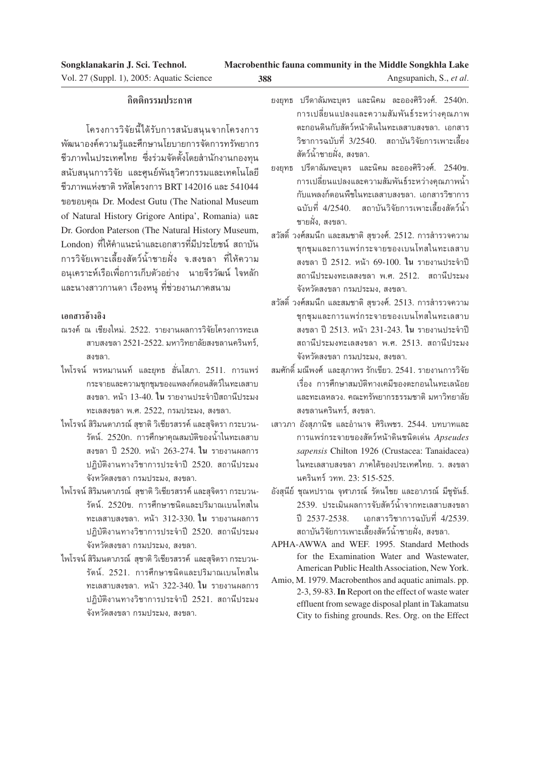## กิตติกรรมประกาศ

โครงการวิจัยนี้ได้รับการสนับสนุนจากโครงการพัฒนาองค์ความรู้และศึกษานโยบายการจัดการทรัพยากรชีวภาพในประเทศไทย ซึ่งร่วมจัดตั้งโดยสำนักงานกองทุนสนับสนุนการวิจัย และศูนย์พันธุวิศวกรรมและเทคโนโลยีชีวภาพแห่งชาติ รหัสโครงการ BRT 142016 และ 541044 ขอขอบคุณ Dr. Modest Gutu (The National Museum of Natural History Grigore Antipa', Romania) และ Dr. Gordon Paterson (The Natural History Museum, London) ที่ให้คำแนะนำและเอกสารที่มีประโยชน์ สถาบันการวิจัยเพาะเลี้ยงสัตว์น้ำชายฝั่ง จ.สงขลา ที่ให้ความอนุเคราะห์เรือเพื่อการเก็บตัวอย่าง นายจีรวัฒน์ ใจหลัก และนางสาวกานดา เรืองหนู ที่ช่วยงานภาคสนาม

## เอกสารอ้างอิง

ณรงค์ ณ เชียงใหม่. 2522. รายงานผลการวิจัยโครงการทะเลสาบสงขลา 2521-2522. มหาวิทยาลัยสงขลานครินทร์, สงขลา.

ไพโรจน์ พรหมานนท์ และยุทธ ฮั่นโสภา. 2511. การแพร่กระจายและความชุกชุมของแพลงก์ตอนสัตว์ในทะเลสาบสงขลา. หน้า 13-40. **ใน** รายงานประจำปีสถานีประมงทะเลสงขลา พ.ศ. 2522, กรมประมง, สงขลา.

ไพโรจน์ สิรีมนตาภรณ์ สุชาติ วิเชียรสรรค์ และสุจิตรา กระบวนรัตน์. 2520ก. การศึกษาคุณสมบัติของน้ำในทะเลสาบสงขลา ปี 2520. หน้า 263-274. **ใน** รายงานผลการปฏิบัติงานทางวิชาการประจำปี 2520. สถานีประมงจังหวัดสงขลา กรมประมง, สงขลา.

ไพโรจน์ สิรีมนตาภรณ์ สุชาติ วิเชียรสรรค์ และสุจิตรา กระบวนรัตน์. 2520ข. การศึกษาชนิดและปริมาณเบนโทสในทะเลสาบสงขลา. หน้า 312-330. **ใน** รายงานผลการปฏิบัติงานทางวิชาการประจำปี 2520. สถานีประมงจังหวัดสงขลา กรมประมง, สงขลา.

ไพโรจน์ สิรีมนตาภรณ์ สุชาติ วิเชียรสรรค์ และสุจิตรา กระบวนรัตน์. 2521. การศึกษาชนิดและปริมาณเบนโทสในทะเลสาบสงขลา. หน้า 322-340. **ใน** รายงานผลการปฏิบัติงานทางวิชาการประจำปี 2521. สถานีประมงจังหวัดสงขลา กรมประมง, สงขลา.

ยงยุทธ ปรีดาลัมพะบุตร และนิคม ละอองศิริวงศ์. 2540ก. การเปลี่ยนแปลงและความสัมพันธ์ระหว่างคุณภาพตะกอนดินกับสัตว์หน้าดินในทะเลสาบสงขลา. เอกสารวิชาการฉบับที่ 3/2540. สถาบันวิจัยการเพาะเลี้ยงสัตว์น้ำชายฝั่ง, สงขลา.

ยงยุทธ ปรีดาลัมพะบุตร และนิคม ละอองศิริวงศ์. 2540ข. การเปลี่ยนแปลงและความสัมพันธ์ระหว่างคุณภาพน้ำกับแพลงก์ตอนพืชในทะเลสาบสงขลา. เอกสารวิชาการฉบับที่ 4/2540. สถาบันวิจัยการเพาะเลี้ยงสัตว์น้ำชายฝั่ง, สงขลา.

สวัสดิ์ วงศ์สมนึก และสมชาติ สุขวงศ์. 2512. การสำรวจความชุกชุมและการแพร่กระจายของเบนโทสในทะเลสาบสงขลา ปี 2512. หน้า 69-100. **ใน** รายงานประจำปีสถานีประมงทะเลสงขลา พ.ศ. 2512. สถานีประมงจังหวัดสงขลา กรมประมง, สงขลา.

สวัสดิ์ วงศ์สมนึก และสมชาติ สุขวงศ์. 2513. การสำรวจความชุกชุมและการแพร่กระจายของเบนโทสในทะเลสาบสงขลา ปี 2513. หน้า 231-243. **ใน** รายงานประจำปีสถานีประมงทะเลสงขลา พ.ศ. 2513. สถานีประมงจังหวัดสงขลา กรมประมง, สงขลา.

สมศักดิ์ มณีพงศ์ และสุภาพร รักเขียว. 2541. รายงานการวิจัยเรื่อง การศึกษาสมบัติทางเคมีของตะกอนในทะเลน้อยและทะเลหลวง. คณะทรัพยากรธรรมชาติ มหาวิทยาลัยสงขลานครินทร์, สงขลา.

เสาวภา อังสุภานิช และอำนาจ ศิริเพชร. 2544. บทบาทและการแพร่กระจายของสัตว์หน้าดินชนิดเด่น *Apseudes sapensis* Chilton 1926 (Crustacea: Tanaidacea) ในทะเลสาบสงขลา ภาคใต้ของประเทศไทย. ว. สงขลานครินทร์ วทท. 23: 515-525.

อังสุนีย์ ชุณหปราณ จุฑาภรณ์ รัตนไชย และอาภรณ์ มีชูชันธ์. 2539. ประเมินผลการจับสัตว์น้ำจากทะเลสาบสงขลา ปี 2537-2538. เอกสารวิชาการฉบับที่ 4/2539. สถาบันวิจัยการเพาะเลี้ยงสัตว์น้ำชายฝั่ง, สงขลา.

APHA-AWWA and WEF. 1995. Standard Methods for the Examination Water and Wastewater, American Public Health Association, New York.

Amio, M. 1979. Macrobenthos and aquatic animals. pp. 2-3, 59-83. **In** Report on the effect of waste water effluent from sewage disposal plant in Takamatsu City to fishing grounds. Res. Org. on the Effect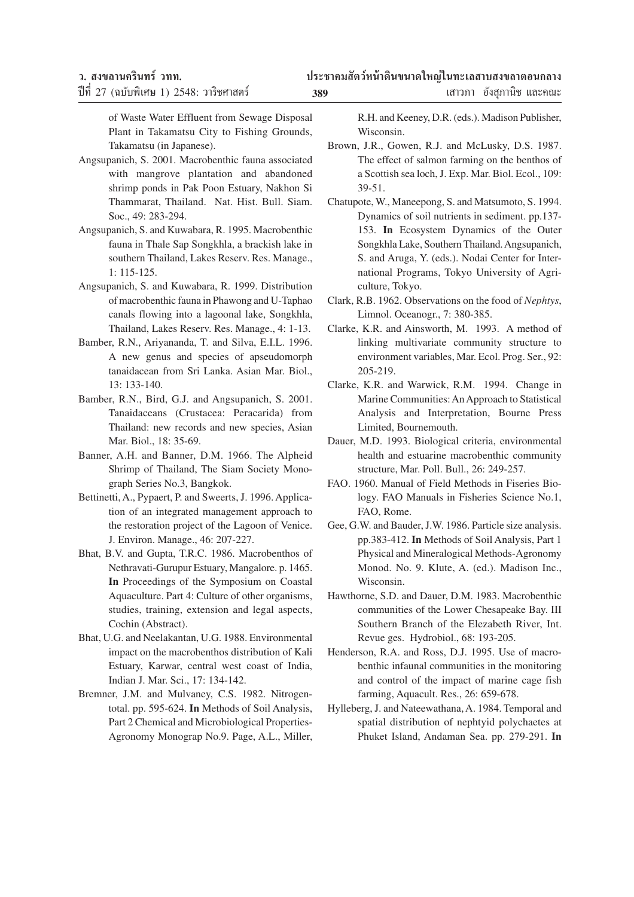of Waste Water Effluent from Sewage Disposal Plant in Takamatsu City to Fishing Grounds, Takamatsu (in Japanese).

Angsupanich, S. 2001. Macrobenthic fauna associated with mangrove plantation and abandoned shrimp ponds in Pak Poon Estuary, Nakhon Si Thammarat, Thailand. Nat. Hist. Bull. Siam. Soc., 49: 283-294.

Angsupanich, S. and Kuwabara, R. 1995. Macrobenthic fauna in Thale Sap Songkhla, a brackish lake in southern Thailand, Lakes Reserv. Res. Manage., 1: 115-125.

Angsupanich, S. and Kuwabara, R. 1999. Distribution of macrobenthic fauna in Phawong and U-Taphao canals flowing into a lagoonal lake, Songkhla, Thailand, Lakes Reserv. Res. Manage., 4: 1-13.

Bamber, R.N., Ariyananda, T. and Silva, E.I.L. 1996. A new genus and species of apseudomorph tanaidacean from Sri Lanka. Asian Mar. Biol., 13: 133-140.

Bamber, R.N., Bird, G.J. and Angsupanich, S. 2001. Tanaidaceans (Crustacea: Peracarida) from Thailand: new records and new species, Asian Mar. Biol., 18: 35-69.

Banner, A.H. and Banner, D.M. 1966. The Alpheid Shrimp of Thailand, The Siam Society Monograph Series No.3, Bangkok.

Bettinetti, A., Pypaert, P. and Sweerts, J. 1996. Application of an integrated management approach to the restoration project of the Lagoon of Venice. J. Environ. Manage., 46: 207-227.

Bhat, B.V. and Gupta, T.R.C. 1986. Macrobenthos of Nethravati-Gurupur Estuary, Mangalore. p. 1465. **In** Proceedings of the Symposium on Coastal Aquaculture. Part 4: Culture of other organisms, studies, training, extension and legal aspects, Cochin (Abstract).

Bhat, U.G. and Neelakantan, U.G. 1988. Environmental impact on the macrobenthos distribution of Kali Estuary, Karwar, central west coast of India, Indian J. Mar. Sci., 17: 134-142.

Bremner, J.M. and Mulvaney, C.S. 1982. Nitrogen-total. pp. 595-624. **In** Methods of Soil Analysis, Part 2 Chemical and Microbiological Properties-Agronomy Monograp No.9. Page, A.L., Miller, R.H. and Keeney, D.R. (eds.). Madison Publisher, Wisconsin.

Brown, J.R., Gowen, R.J. and McLusky, D.S. 1987. The effect of salmon farming on the benthos of a Scottish sea loch, J. Exp. Mar. Biol. Ecol., 109: 39-51.

Chatupote, W., Maneepong, S. and Matsumoto, S. 1994. Dynamics of soil nutrients in sediment. pp.137-153. **In** Ecosystem Dynamics of the Outer Songkhla Lake, Southern Thailand. Angsupanich, S. and Aruga, Y. (eds.). Nodai Center for International Programs, Tokyo University of Agriculture, Tokyo.

Clark, R.B. 1962. Observations on the food of *Nephtys*, Limnol. Oceanogr., 7: 380-385.

Clarke, K.R. and Ainsworth, M. 1993. A method of linking multivariate community structure to environment variables, Mar. Ecol. Prog. Ser., 92: 205-219.

Clarke, K.R. and Warwick, R.M. 1994. Change in Marine Communities: An Approach to Statistical Analysis and Interpretation, Bourne Press Limited, Bournemouth.

Dauer, M.D. 1993. Biological criteria, environmental health and estuarine macrobenthic community structure, Mar. Poll. Bull., 26: 249-257.

FAO. 1960. Manual of Field Methods in Fiseries Biology. FAO Manuals in Fisheries Science No.1, FAO, Rome.

Gee, G.W. and Bauder, J.W. 1986. Particle size analysis. pp.383-412. **In** Methods of Soil Analysis, Part 1 Physical and Mineralogical Methods-Agronomy Monod. No. 9. Klute, A. (ed.). Madison Inc., Wisconsin.

Hawthorne, S.D. and Dauer, D.M. 1983. Macrobenthic communities of the Lower Chesapeake Bay. III Southern Branch of the Elezabeth River, Int. Revue ges. Hydrobiol., 68: 193-205.

Henderson, R.A. and Ross, D.J. 1995. Use of macrobenthic infaunal communities in the monitoring and control of the impact of marine cage fish farming, Aquacult. Res., 26: 659-678.

Hylleberg, J. and Nateewathana, A. 1984. Temporal and spatial distribution of nephtyid polychaetes at Phuket Island, Andaman Sea. pp. 279-291. **In**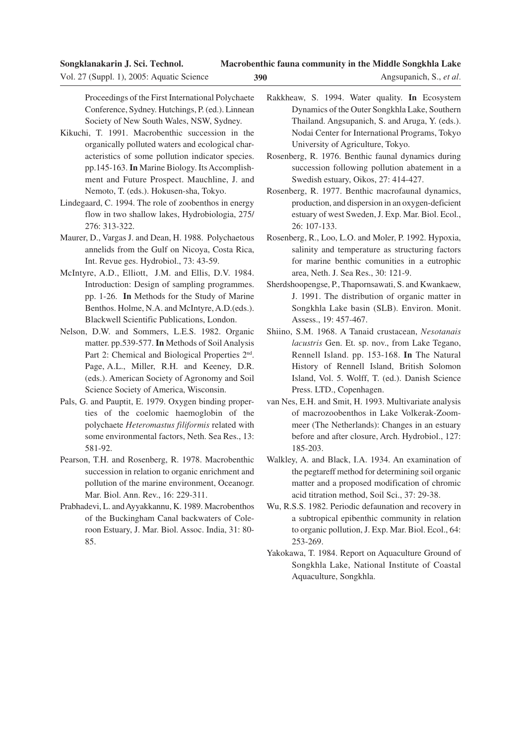Proceedings of the First International Polychaete Conference, Sydney. Hutchings, P. (ed.). Linnean Society of New South Wales, NSW, Sydney.

Kikuchi, T. 1991. Macrobenthic succession in the organically polluted waters and ecological characteristics of some pollution indicator species. pp.145-163. **In** Marine Biology. Its Accomplishment and Future Prospect. Mauchline, J. and Nemoto, T. (eds.). Hokusen-sha, Tokyo.

Lindegaard, C. 1994. The role of zoobenthos in energy flow in two shallow lakes, Hydrobiologia, 275/276: 313-322.

Maurer, D., Vargas J. and Dean, H. 1988. Polychaetous annelids from the Gulf on Nicoya, Costa Rica, Int. Revue ges. Hydrobiol., 73: 43-59.

McIntyre, A.D., Elliott, J.M. and Ellis, D.V. 1984. Introduction: Design of sampling programmes. pp. 1-26. **In** Methods for the Study of Marine Benthos. Holme, N.A. and McIntyre, A.D.(eds.). Blackwell Scientific Publications, London.

Nelson, D.W. and Sommers, L.E.S. 1982. Organic matter. pp.539-577. **In** Methods of Soil Analysis Part 2: Chemical and Biological Properties 2nd. Page, A.L., Miller, R.H. and Keeney, D.R. (eds.). American Society of Agronomy and Soil Science Society of America, Wisconsin.

Pals, G. and Pauptit, E. 1979. Oxygen binding properties of the coelomic haemoglobin of the polychaete *Heteromastus filiformis* related with some environmental factors, Neth. Sea Res., 13: 581-92.

Pearson, T.H. and Rosenberg, R. 1978. Macrobenthic succession in relation to organic enrichment and pollution of the marine environment, Oceanogr. Mar. Biol. Ann. Rev., 16: 229-311.

Prabhadevi, L. and Ayyakkannu, K. 1989. Macrobenthos of the Buckingham Canal backwaters of Coleroon Estuary, J. Mar. Biol. Assoc. India, 31: 80-85.

Rakkheaw, S. 1994. Water quality. **In** Ecosystem Dynamics of the Outer Songkhla Lake, Southern Thailand. Angsupanich, S. and Aruga, Y. (eds.). Nodai Center for International Programs, Tokyo University of Agriculture, Tokyo.

Rosenberg, R. 1976. Benthic faunal dynamics during succession following pollution abatement in a Swedish estuary, Oikos, 27: 414-427.

Rosenberg, R. 1977. Benthic macrofaunal dynamics, production, and dispersion in an oxygen-deficient estuary of west Sweden, J. Exp. Mar. Biol. Ecol., 26: 107-133.

Rosenberg, R., Loo, L.O. and Moler, P. 1992. Hypoxia, salinity and temperature as structuring factors for marine benthic comunities in a eutrophic area, Neth. J. Sea Res., 30: 121-9.

Sherdshoopengse, P., Thapornsawati, S. and Kwankaew, J. 1991. The distribution of organic matter in Songkhla Lake basin (SLB). Environ. Monit. Assess., 19: 457-467.

Shiino, S.M. 1968. A Tanaid crustacean, *Nesotanais lacustris* Gen. Et. sp. nov., from Lake Tegano, Rennell Island. pp. 153-168. **In** The Natural History of Rennell Island, British Solomon Island, Vol. 5. Wolff, T. (ed.). Danish Science Press. LTD., Copenhagen.

van Nes, E.H. and Smit, H. 1993. Multivariate analysis of macrozoobenthos in Lake Volkerak-Zoommeer (The Netherlands): Changes in an estuary before and after closure, Arch. Hydrobiol., 127: 185-203.

Walkley, A. and Black, I.A. 1934. An examination of the pegtareff method for determining soil organic matter and a proposed modification of chromic acid titration method, Soil Sci., 37: 29-38.

Wu, R.S.S. 1982. Periodic defaunation and recovery in a subtropical epibenthic community in relation to organic pollution, J. Exp. Mar. Biol. Ecol., 64: 253-269.

Yakokawa, T. 1984. Report on Aquaculture Ground of Songkhla Lake, National Institute of Coastal Aquaculture, Songkhla.